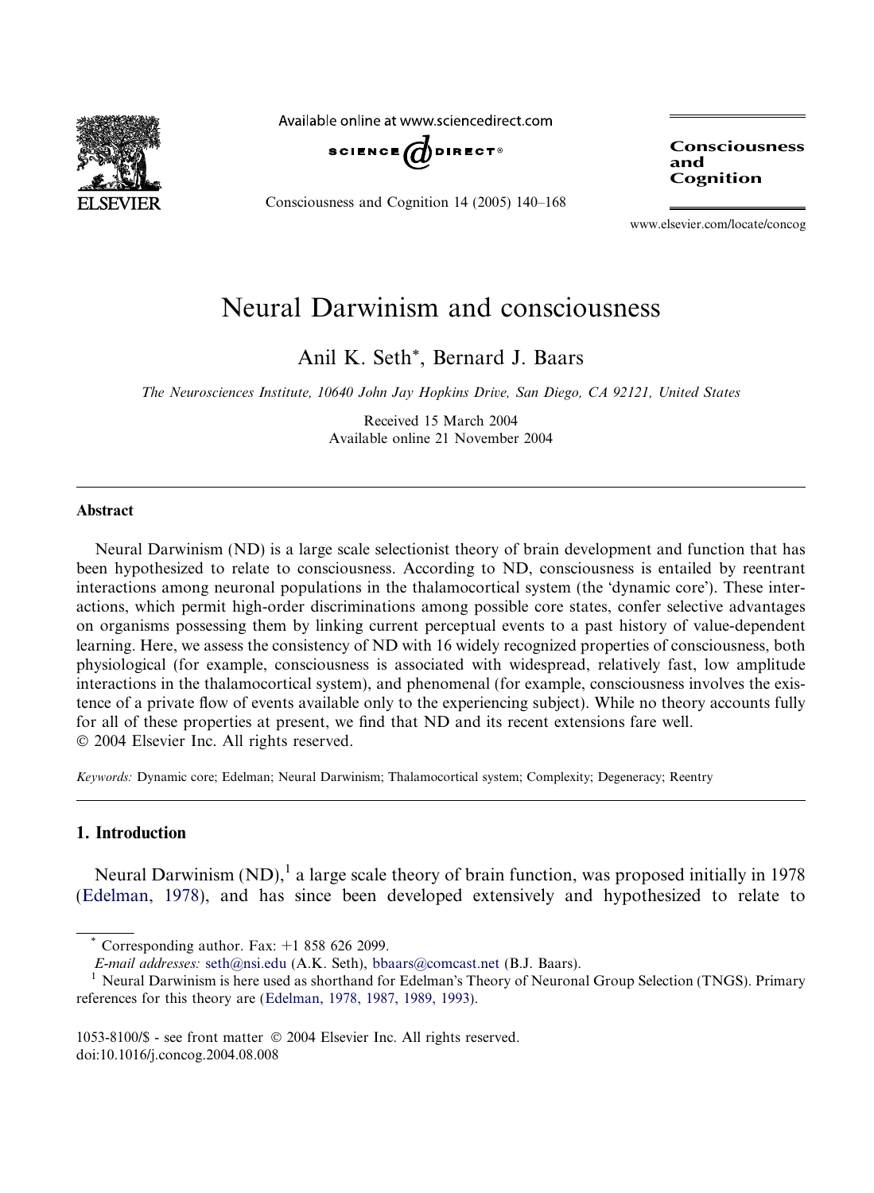# Neural Darwinism and consciousness

Anil K. Seth*, Bernard J. Baars

*The Neurosciences Institute, 10640 John Jay Hopkins Drive, San Diego, CA 92121, United States*

Received 15 March 2004
Available online 21 November 2004

## Abstract

Neural Darwinism (ND) is a large scale selectionist theory of brain development and function that has been hypothesized to relate to consciousness. According to ND, consciousness is entailed by reentrant interactions among neuronal populations in the thalamocortical system (the 'dynamic core'). These interactions, which permit high-order discriminations among possible core states, confer selective advantages on organisms possessing them by linking current perceptual events to a past history of value-dependent learning. Here, we assess the consistency of ND with 16 widely recognized properties of consciousness, both physiological (for example, consciousness is associated with widespread, relatively fast, low amplitude interactions in the thalamocortical system), and phenomenal (for example, consciousness involves the existence of a private flow of events available only to the experiencing subject). While no theory accounts fully for all of these properties at present, we find that ND and its recent extensions fare well.
© 2004 Elsevier Inc. All rights reserved.

*Keywords:* Dynamic core; Edelman; Neural Darwinism; Thalamocortical system; Complexity; Degeneracy; Reentry

## 1. Introduction

Neural Darwinism (ND),[1] a large scale theory of brain function, was proposed initially in 1978 (Edelman, 1978), and has since been developed extensively and hypothesized to relate to

---

\* Corresponding author. Fax: +1 858 626 2099.
*E-mail addresses:* seth@nsi.edu (A.K. Seth), bbaars@comcast.net (B.J. Baars).

[1] Neural Darwinism is here used as shorthand for Edelman's Theory of Neuronal Group Selection (TNGS). Primary references for this theory are (Edelman, 1978, 1987, 1989, 1993).

1053-8100/$ - see front matter © 2004 Elsevier Inc. All rights reserved.
doi:10.1016/j.concog.2004.08.008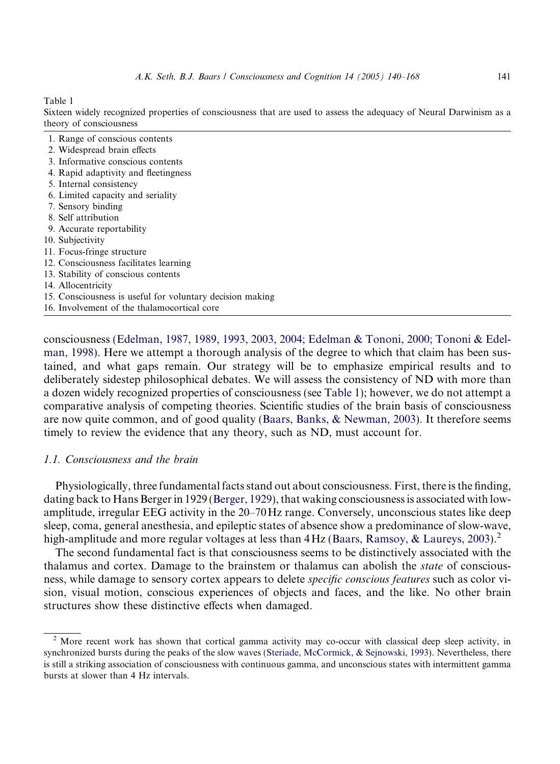Table 1
Sixteen widely recognized properties of consciousness that are used to assess the adequacy of Neural Darwinism as a theory of consciousness

| |
|---|
| 1. Range of conscious contents |
| 2. Widespread brain effects |
| 3. Informative conscious contents |
| 4. Rapid adaptivity and fleetingness |
| 5. Internal consistency |
| 6. Limited capacity and seriality |
| 7. Sensory binding |
| 8. Self attribution |
| 9. Accurate reportability |
| 10. Subjectivity |
| 11. Focus-fringe structure |
| 12. Consciousness facilitates learning |
| 13. Stability of conscious contents |
| 14. Allocentricity |
| 15. Consciousness is useful for voluntary decision making |
| 16. Involvement of the thalamocortical core |

consciousness (Edelman, 1987, 1989, 1993, 2003, 2004; Edelman & Tononi, 2000; Tononi & Edelman, 1998). Here we attempt a thorough analysis of the degree to which that claim has been sustained, and what gaps remain. Our strategy will be to emphasize empirical results and to deliberately sidestep philosophical debates. We will assess the consistency of ND with more than a dozen widely recognized properties of consciousness (see Table 1); however, we do not attempt a comparative analysis of competing theories. Scientific studies of the brain basis of consciousness are now quite common, and of good quality (Baars, Banks, & Newman, 2003). It therefore seems timely to review the evidence that any theory, such as ND, must account for.

### 1.1. Consciousness and the brain

Physiologically, three fundamental facts stand out about consciousness. First, there is the finding, dating back to Hans Berger in 1929 (Berger, 1929), that waking consciousness is associated with low-amplitude, irregular EEG activity in the 20–70 Hz range. Conversely, unconscious states like deep sleep, coma, general anesthesia, and epileptic states of absence show a predominance of slow-wave, high-amplitude and more regular voltages at less than 4 Hz (Baars, Ramsoy, & Laureys, 2003).[2]

The second fundamental fact is that consciousness seems to be distinctively associated with the thalamus and cortex. Damage to the brainstem or thalamus can abolish the *state* of consciousness, while damage to sensory cortex appears to delete *specific conscious features* such as color vision, visual motion, conscious experiences of objects and faces, and the like. No other brain structures show these distinctive effects when damaged.

[2] More recent work has shown that cortical gamma activity may co-occur with classical deep sleep activity, in synchronized bursts during the peaks of the slow waves (Steriade, McCormick, & Sejnowski, 1993). Nevertheless, there is still a striking association of consciousness with continuous gamma, and unconscious states with intermittent gamma bursts at slower than 4 Hz intervals.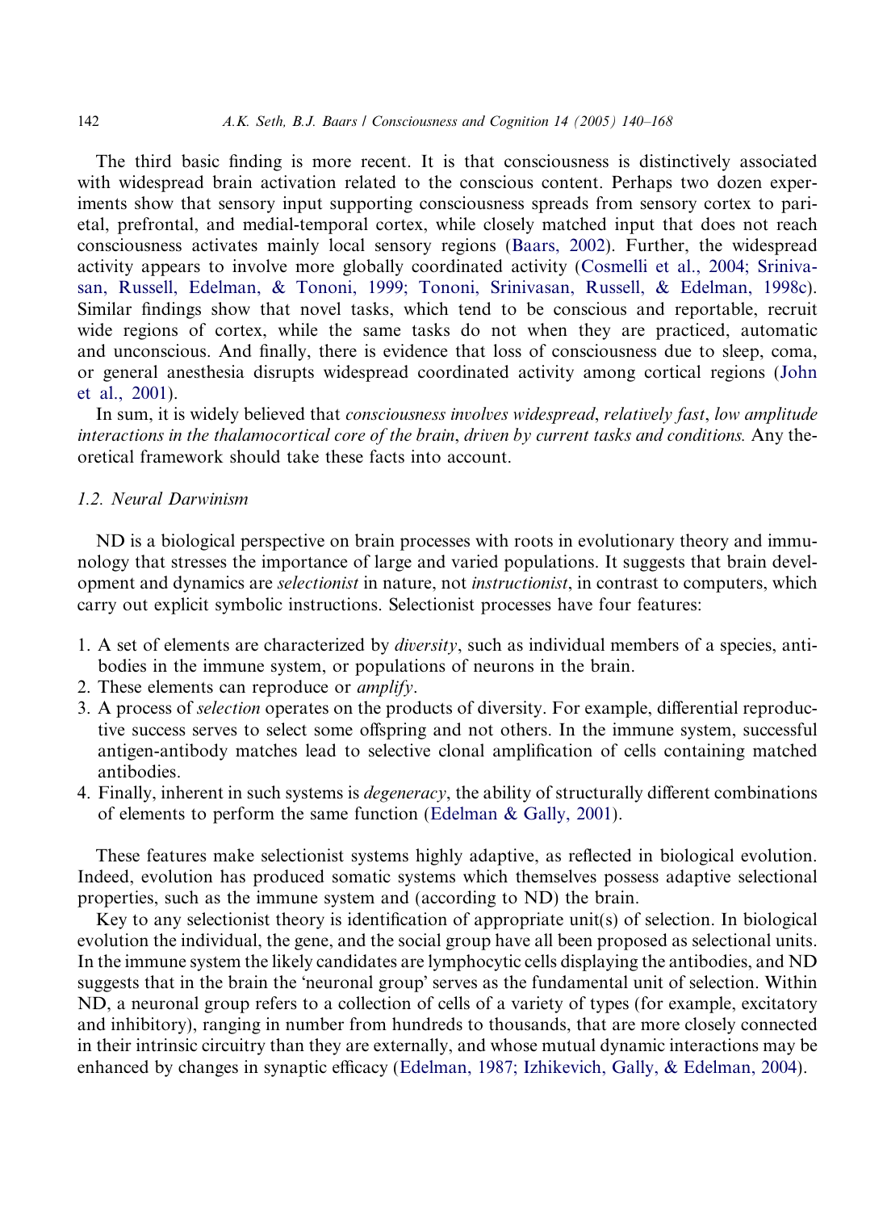The third basic finding is more recent. It is that consciousness is distinctively associated with widespread brain activation related to the conscious content. Perhaps two dozen experiments show that sensory input supporting consciousness spreads from sensory cortex to parietal, prefrontal, and medial-temporal cortex, while closely matched input that does not reach consciousness activates mainly local sensory regions (Baars, 2002). Further, the widespread activity appears to involve more globally coordinated activity (Cosmelli et al., 2004; Srinivasan, Russell, Edelman, & Tononi, 1999; Tononi, Srinivasan, Russell, & Edelman, 1998c). Similar findings show that novel tasks, which tend to be conscious and reportable, recruit wide regions of cortex, while the same tasks do not when they are practiced, automatic and unconscious. And finally, there is evidence that loss of consciousness due to sleep, coma, or general anesthesia disrupts widespread coordinated activity among cortical regions (John et al., 2001).

In sum, it is widely believed that *consciousness involves widespread*, *relatively fast*, *low amplitude interactions in the thalamocortical core of the brain*, *driven by current tasks and conditions.* Any theoretical framework should take these facts into account.

### 1.2. Neural Darwinism

ND is a biological perspective on brain processes with roots in evolutionary theory and immunology that stresses the importance of large and varied populations. It suggests that brain development and dynamics are *selectionist* in nature, not *instructionist*, in contrast to computers, which carry out explicit symbolic instructions. Selectionist processes have four features:

1. A set of elements are characterized by *diversity*, such as individual members of a species, antibodies in the immune system, or populations of neurons in the brain.
2. These elements can reproduce or *amplify*.
3. A process of *selection* operates on the products of diversity. For example, differential reproductive success serves to select some offspring and not others. In the immune system, successful antigen-antibody matches lead to selective clonal amplification of cells containing matched antibodies.
4. Finally, inherent in such systems is *degeneracy*, the ability of structurally different combinations of elements to perform the same function (Edelman & Gally, 2001).

These features make selectionist systems highly adaptive, as reflected in biological evolution. Indeed, evolution has produced somatic systems which themselves possess adaptive selectional properties, such as the immune system and (according to ND) the brain.

Key to any selectionist theory is identification of appropriate unit(s) of selection. In biological evolution the individual, the gene, and the social group have all been proposed as selectional units. In the immune system the likely candidates are lymphocytic cells displaying the antibodies, and ND suggests that in the brain the 'neuronal group' serves as the fundamental unit of selection. Within ND, a neuronal group refers to a collection of cells of a variety of types (for example, excitatory and inhibitory), ranging in number from hundreds to thousands, that are more closely connected in their intrinsic circuitry than they are externally, and whose mutual dynamic interactions may be enhanced by changes in synaptic efficacy (Edelman, 1987; Izhikevich, Gally, & Edelman, 2004).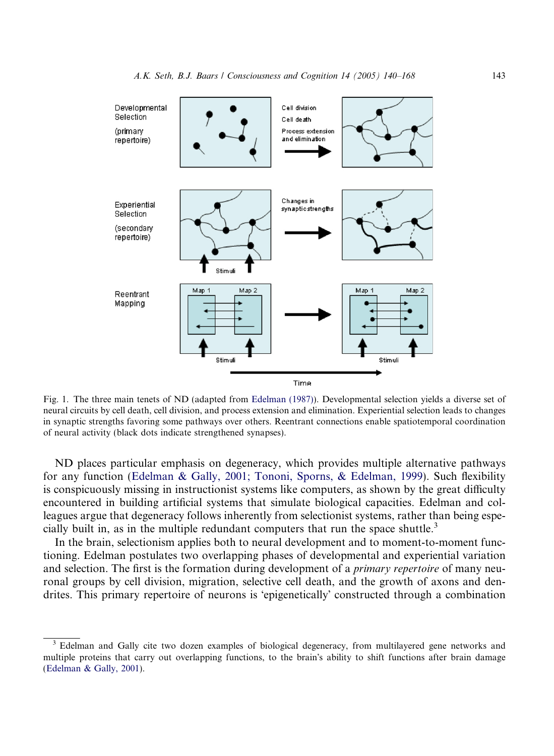Fig. 1. The three main tenets of ND (adapted from Edelman (1987)). Developmental selection yields a diverse set of neural circuits by cell death, cell division, and process extension and elimination. Experiential selection leads to changes in synaptic strengths favoring some pathways over others. Reentrant connections enable spatiotemporal coordination of neural activity (black dots indicate strengthened synapses).

ND places particular emphasis on degeneracy, which provides multiple alternative pathways for any function (Edelman & Gally, 2001; Tononi, Sporns, & Edelman, 1999). Such flexibility is conspicuously missing in instructionist systems like computers, as shown by the great difficulty encountered in building artificial systems that simulate biological capacities. Edelman and colleagues argue that degeneracy follows inherently from selectionist systems, rather than being especially built in, as in the multiple redundant computers that run the space shuttle.[3]

In the brain, selectionism applies both to neural development and to moment-to-moment functioning. Edelman postulates two overlapping phases of developmental and experiential variation and selection. The first is the formation during development of a *primary repertoire* of many neuronal groups by cell division, migration, selective cell death, and the growth of axons and dendrites. This primary repertoire of neurons is 'epigenetically' constructed through a combination

[3] Edelman and Gally cite two dozen examples of biological degeneracy, from multilayered gene networks and multiple proteins that carry out overlapping functions, to the brain's ability to shift functions after brain damage (Edelman & Gally, 2001).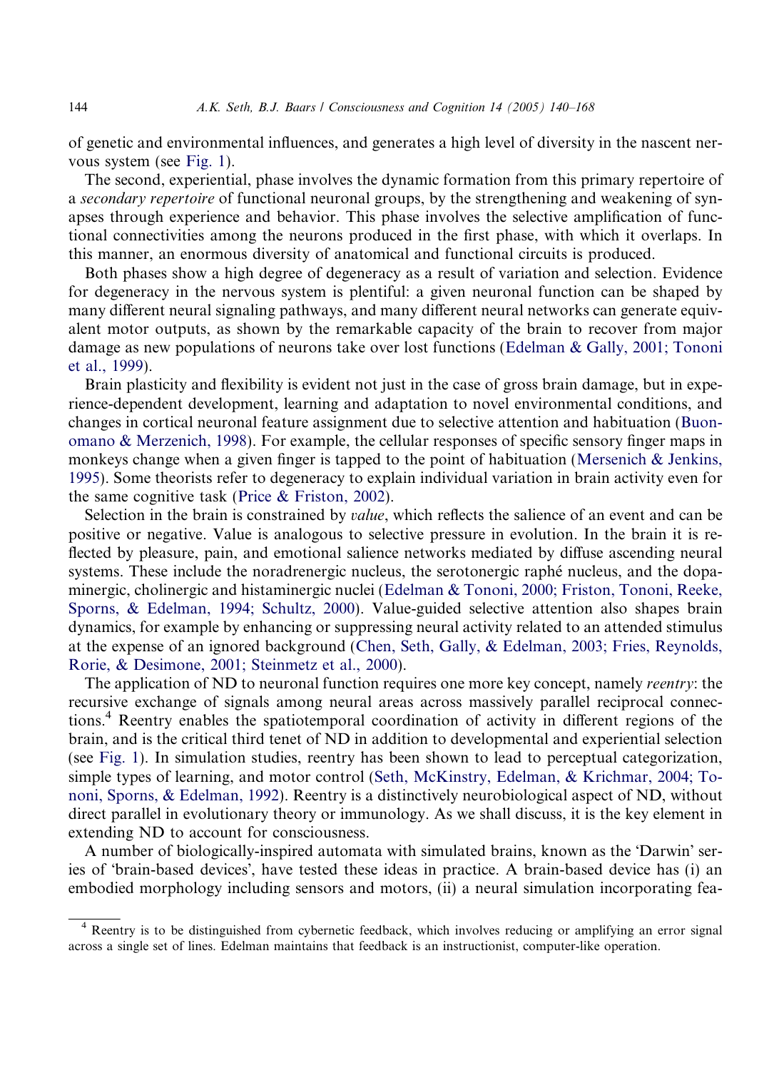of genetic and environmental influences, and generates a high level of diversity in the nascent nervous system (see Fig. 1).

The second, experiential, phase involves the dynamic formation from this primary repertoire of a *secondary repertoire* of functional neuronal groups, by the strengthening and weakening of synapses through experience and behavior. This phase involves the selective amplification of functional connectivities among the neurons produced in the first phase, with which it overlaps. In this manner, an enormous diversity of anatomical and functional circuits is produced.

Both phases show a high degree of degeneracy as a result of variation and selection. Evidence for degeneracy in the nervous system is plentiful: a given neuronal function can be shaped by many different neural signaling pathways, and many different neural networks can generate equivalent motor outputs, as shown by the remarkable capacity of the brain to recover from major damage as new populations of neurons take over lost functions (Edelman & Gally, 2001; Tononi et al., 1999).

Brain plasticity and flexibility is evident not just in the case of gross brain damage, but in experience-dependent development, learning and adaptation to novel environmental conditions, and changes in cortical neuronal feature assignment due to selective attention and habituation (Buonomano & Merzenich, 1998). For example, the cellular responses of specific sensory finger maps in monkeys change when a given finger is tapped to the point of habituation (Mersenich & Jenkins, 1995). Some theorists refer to degeneracy to explain individual variation in brain activity even for the same cognitive task (Price & Friston, 2002).

Selection in the brain is constrained by *value*, which reflects the salience of an event and can be positive or negative. Value is analogous to selective pressure in evolution. In the brain it is reflected by pleasure, pain, and emotional salience networks mediated by diffuse ascending neural systems. These include the noradrenergic nucleus, the serotonergic raphé nucleus, and the dopaminergic, cholinergic and histaminergic nuclei (Edelman & Tononi, 2000; Friston, Tononi, Reeke, Sporns, & Edelman, 1994; Schultz, 2000). Value-guided selective attention also shapes brain dynamics, for example by enhancing or suppressing neural activity related to an attended stimulus at the expense of an ignored background (Chen, Seth, Gally, & Edelman, 2003; Fries, Reynolds, Rorie, & Desimone, 2001; Steinmetz et al., 2000).

The application of ND to neuronal function requires one more key concept, namely *reentry*: the recursive exchange of signals among neural areas across massively parallel reciprocal connections.[4] Reentry enables the spatiotemporal coordination of activity in different regions of the brain, and is the critical third tenet of ND in addition to developmental and experiential selection (see Fig. 1). In simulation studies, reentry has been shown to lead to perceptual categorization, simple types of learning, and motor control (Seth, McKinstry, Edelman, & Krichmar, 2004; Tononi, Sporns, & Edelman, 1992). Reentry is a distinctively neurobiological aspect of ND, without direct parallel in evolutionary theory or immunology. As we shall discuss, it is the key element in extending ND to account for consciousness.

A number of biologically-inspired automata with simulated brains, known as the 'Darwin' series of 'brain-based devices', have tested these ideas in practice. A brain-based device has (i) an embodied morphology including sensors and motors, (ii) a neural simulation incorporating fea-

---

[4] Reentry is to be distinguished from cybernetic feedback, which involves reducing or amplifying an error signal across a single set of lines. Edelman maintains that feedback is an instructionist, computer-like operation.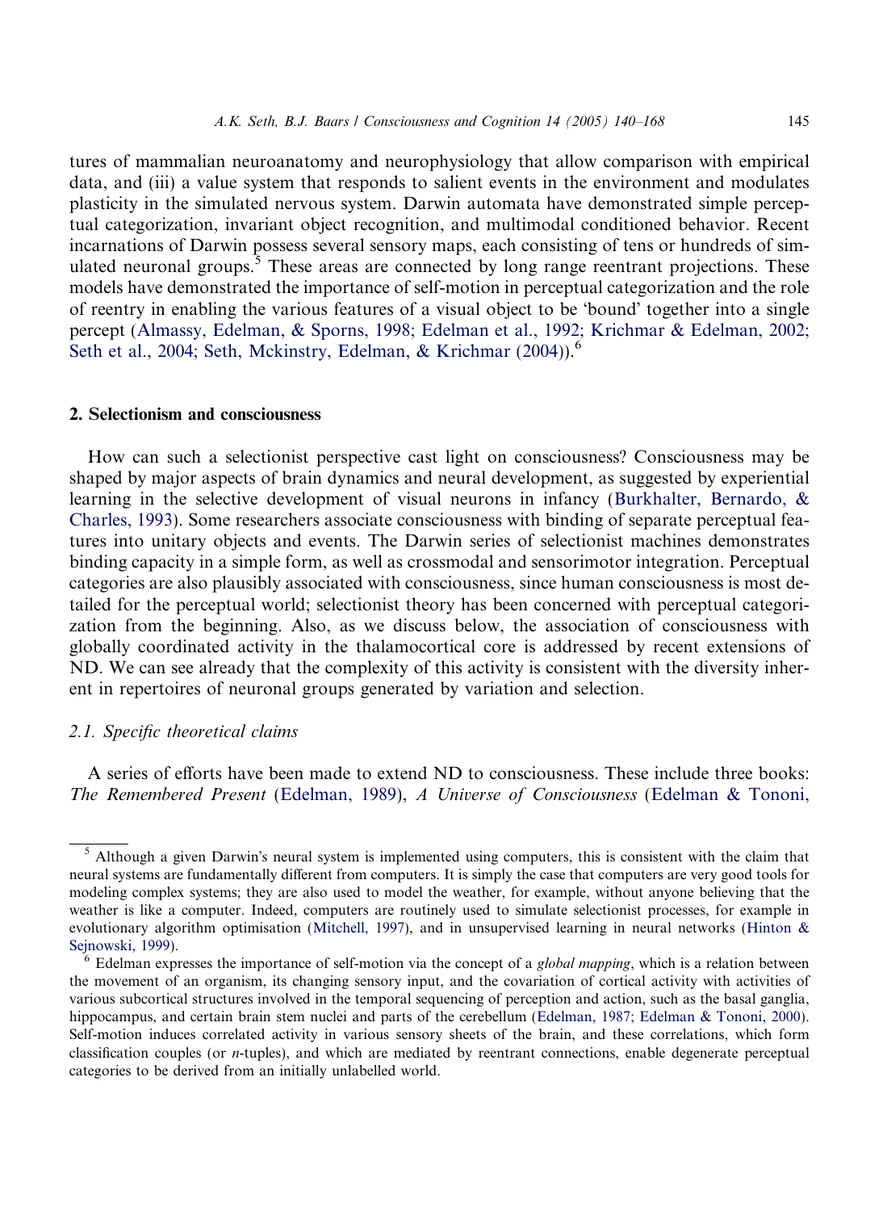tures of mammalian neuroanatomy and neurophysiology that allow comparison with empirical data, and (iii) a value system that responds to salient events in the environment and modulates plasticity in the simulated nervous system. Darwin automata have demonstrated simple perceptual categorization, invariant object recognition, and multimodal conditioned behavior. Recent incarnations of Darwin possess several sensory maps, each consisting of tens or hundreds of simulated neuronal groups.[5] These areas are connected by long range reentrant projections. These models have demonstrated the importance of self-motion in perceptual categorization and the role of reentry in enabling the various features of a visual object to be 'bound' together into a single percept (Almassy, Edelman, & Sporns, 1998; Edelman et al., 1992; Krichmar & Edelman, 2002; Seth et al., 2004; Seth, Mckinstry, Edelman, & Krichmar (2004)).[6]

## 2. Selectionism and consciousness

How can such a selectionist perspective cast light on consciousness? Consciousness may be shaped by major aspects of brain dynamics and neural development, as suggested by experiential learning in the selective development of visual neurons in infancy (Burkhalter, Bernardo, & Charles, 1993). Some researchers associate consciousness with binding of separate perceptual features into unitary objects and events. The Darwin series of selectionist machines demonstrates binding capacity in a simple form, as well as crossmodal and sensorimotor integration. Perceptual categories are also plausibly associated with consciousness, since human consciousness is most detailed for the perceptual world; selectionist theory has been concerned with perceptual categorization from the beginning. Also, as we discuss below, the association of consciousness with globally coordinated activity in the thalamocortical core is addressed by recent extensions of ND. We can see already that the complexity of this activity is consistent with the diversity inherent in repertoires of neuronal groups generated by variation and selection.

### 2.1. Specific theoretical claims

A series of efforts have been made to extend ND to consciousness. These include three books: *The Remembered Present* (Edelman, 1989), *A Universe of Consciousness* (Edelman & Tononi,

---

[5] Although a given Darwin's neural system is implemented using computers, this is consistent with the claim that neural systems are fundamentally different from computers. It is simply the case that computers are very good tools for modeling complex systems; they are also used to model the weather, for example, without anyone believing that the weather is like a computer. Indeed, computers are routinely used to simulate selectionist processes, for example in evolutionary algorithm optimisation (Mitchell, 1997), and in unsupervised learning in neural networks (Hinton & Sejnowski, 1999).

[6] Edelman expresses the importance of self-motion via the concept of a *global mapping*, which is a relation between the movement of an organism, its changing sensory input, and the covariation of cortical activity with activities of various subcortical structures involved in the temporal sequencing of perception and action, such as the basal ganglia, hippocampus, and certain brain stem nuclei and parts of the cerebellum (Edelman, 1987; Edelman & Tononi, 2000). Self-motion induces correlated activity in various sensory sheets of the brain, and these correlations, which form classification couples (or *n*-tuples), and which are mediated by reentrant connections, enable degenerate perceptual categories to be derived from an initially unlabelled world.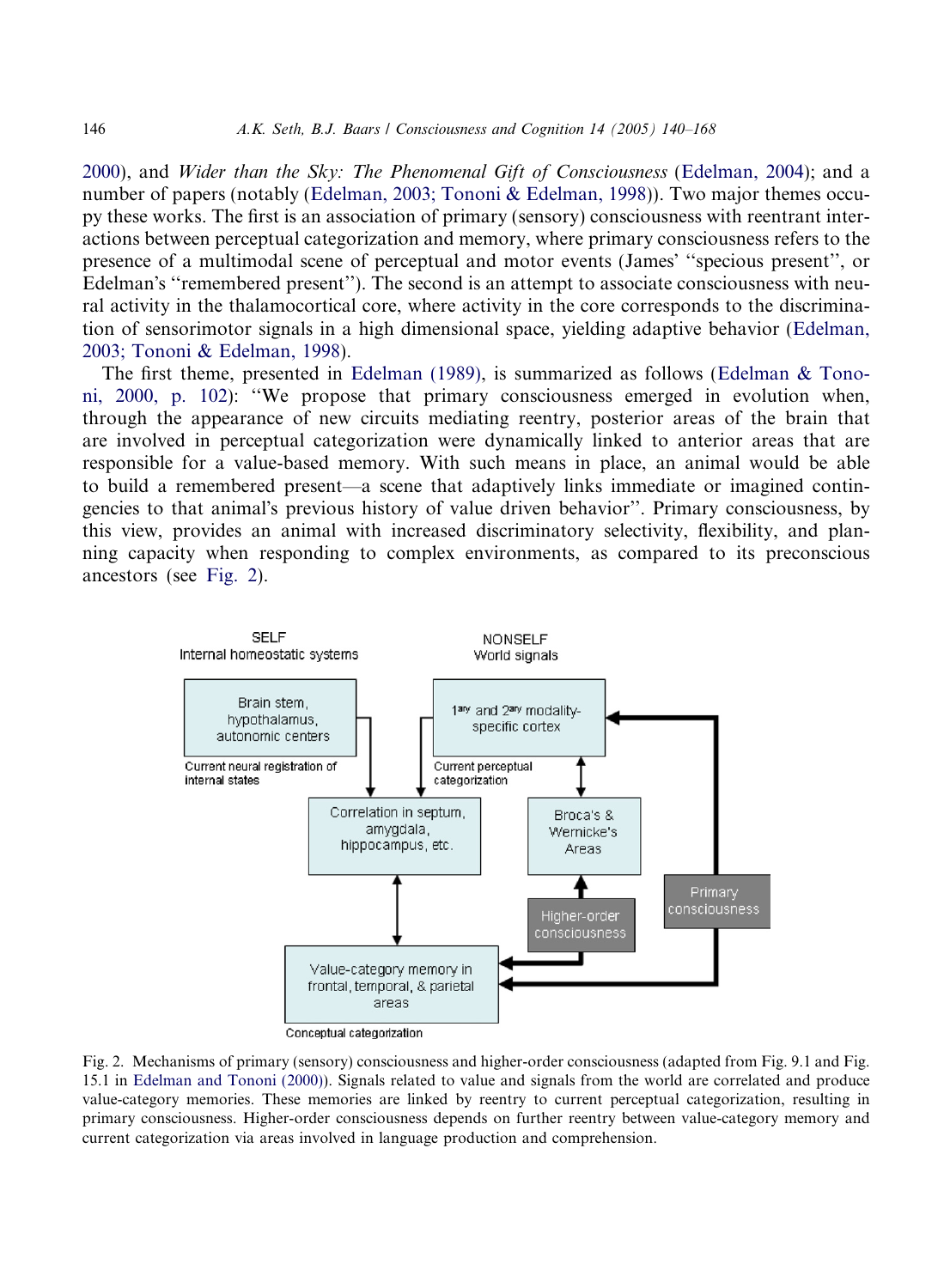2000), and *Wider than the Sky: The Phenomenal Gift of Consciousness* (Edelman, 2004); and a number of papers (notably (Edelman, 2003; Tononi & Edelman, 1998)). Two major themes occupy these works. The first is an association of primary (sensory) consciousness with reentrant interactions between perceptual categorization and memory, where primary consciousness refers to the presence of a multimodal scene of perceptual and motor events (James' "specious present", or Edelman's "remembered present"). The second is an attempt to associate consciousness with neural activity in the thalamocortical core, where activity in the core corresponds to the discrimination of sensorimotor signals in a high dimensional space, yielding adaptive behavior (Edelman, 2003; Tononi & Edelman, 1998).

The first theme, presented in Edelman (1989), is summarized as follows (Edelman & Tononi, 2000, p. 102): "We propose that primary consciousness emerged in evolution when, through the appearance of new circuits mediating reentry, posterior areas of the brain that are involved in perceptual categorization were dynamically linked to anterior areas that are responsible for a value-based memory. With such means in place, an animal would be able to build a remembered present—a scene that adaptively links immediate or imagined contingencies to that animal's previous history of value driven behavior". Primary consciousness, by this view, provides an animal with increased discriminatory selectivity, flexibility, and planning capacity when responding to complex environments, as compared to its preconscious ancestors (see Fig. 2).

Fig. 2. Mechanisms of primary (sensory) consciousness and higher-order consciousness (adapted from Fig. 9.1 and Fig. 15.1 in Edelman and Tononi (2000)). Signals related to value and signals from the world are correlated and produce value-category memories. These memories are linked by reentry to current perceptual categorization, resulting in primary consciousness. Higher-order consciousness depends on further reentry between value-category memory and current categorization via areas involved in language production and comprehension.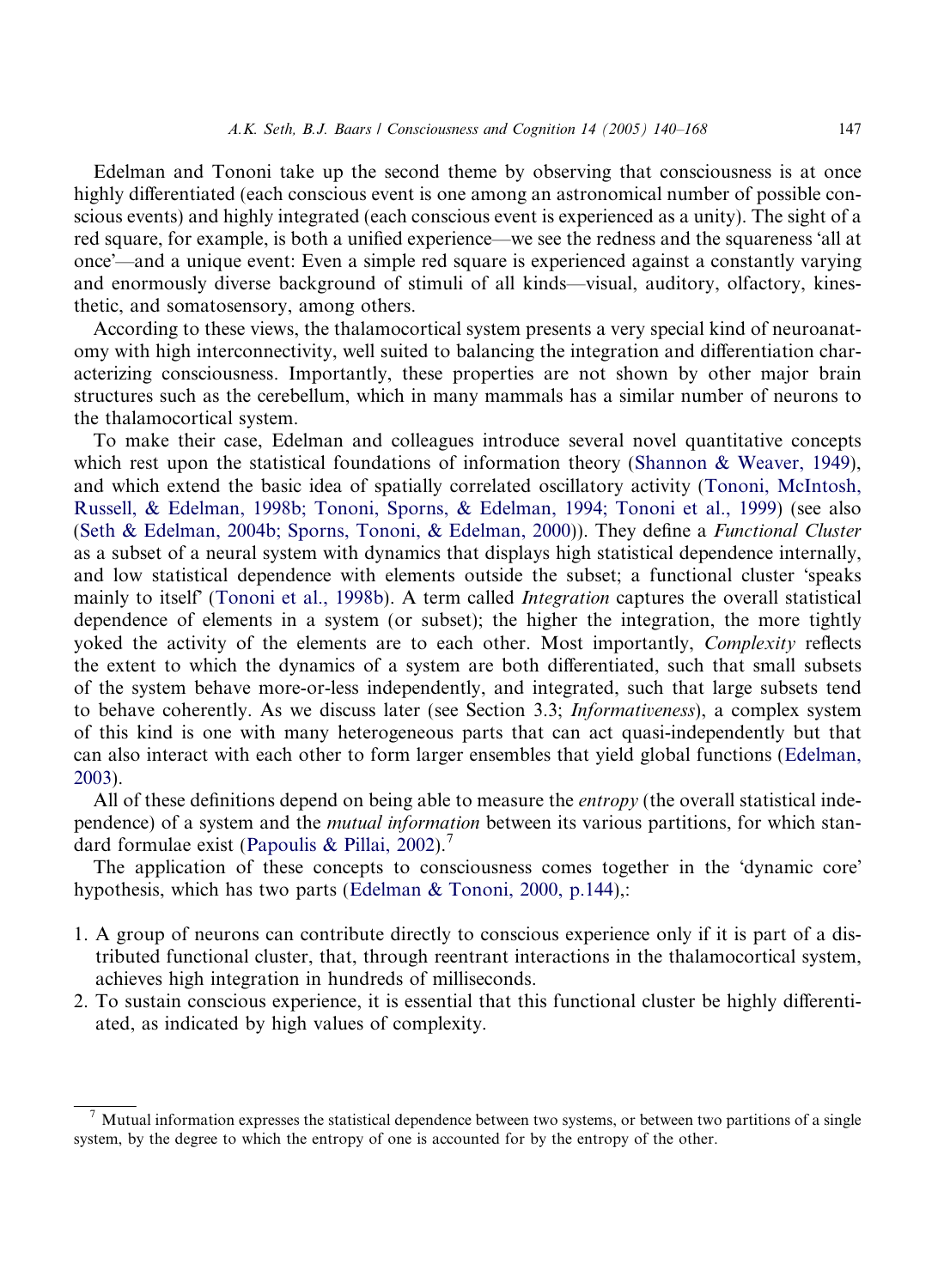Edelman and Tononi take up the second theme by observing that consciousness is at once highly differentiated (each conscious event is one among an astronomical number of possible conscious events) and highly integrated (each conscious event is experienced as a unity). The sight of a red square, for example, is both a unified experience—we see the redness and the squareness 'all at once'—and a unique event: Even a simple red square is experienced against a constantly varying and enormously diverse background of stimuli of all kinds—visual, auditory, olfactory, kinesthetic, and somatosensory, among others.

According to these views, the thalamocortical system presents a very special kind of neuroanatomy with high interconnectivity, well suited to balancing the integration and differentiation characterizing consciousness. Importantly, these properties are not shown by other major brain structures such as the cerebellum, which in many mammals has a similar number of neurons to the thalamocortical system.

To make their case, Edelman and colleagues introduce several novel quantitative concepts which rest upon the statistical foundations of information theory (Shannon & Weaver, 1949), and which extend the basic idea of spatially correlated oscillatory activity (Tononi, McIntosh, Russell, & Edelman, 1998b; Tononi, Sporns, & Edelman, 1994; Tononi et al., 1999) (see also (Seth & Edelman, 2004b; Sporns, Tononi, & Edelman, 2000)). They define a *Functional Cluster* as a subset of a neural system with dynamics that displays high statistical dependence internally, and low statistical dependence with elements outside the subset; a functional cluster 'speaks mainly to itself' (Tononi et al., 1998b). A term called *Integration* captures the overall statistical dependence of elements in a system (or subset); the higher the integration, the more tightly yoked the activity of the elements are to each other. Most importantly, *Complexity* reflects the extent to which the dynamics of a system are both differentiated, such that small subsets of the system behave more-or-less independently, and integrated, such that large subsets tend to behave coherently. As we discuss later (see Section 3.3; *Informativeness*), a complex system of this kind is one with many heterogeneous parts that can act quasi-independently but that can also interact with each other to form larger ensembles that yield global functions (Edelman, 2003).

All of these definitions depend on being able to measure the *entropy* (the overall statistical independence) of a system and the *mutual information* between its various partitions, for which standard formulae exist (Papoulis & Pillai, 2002).[7]

The application of these concepts to consciousness comes together in the 'dynamic core' hypothesis, which has two parts (Edelman & Tononi, 2000, p.144),:

1. A group of neurons can contribute directly to conscious experience only if it is part of a distributed functional cluster, that, through reentrant interactions in the thalamocortical system, achieves high integration in hundreds of milliseconds.
2. To sustain conscious experience, it is essential that this functional cluster be highly differentiated, as indicated by high values of complexity.

---

[7] Mutual information expresses the statistical dependence between two systems, or between two partitions of a single system, by the degree to which the entropy of one is accounted for by the entropy of the other.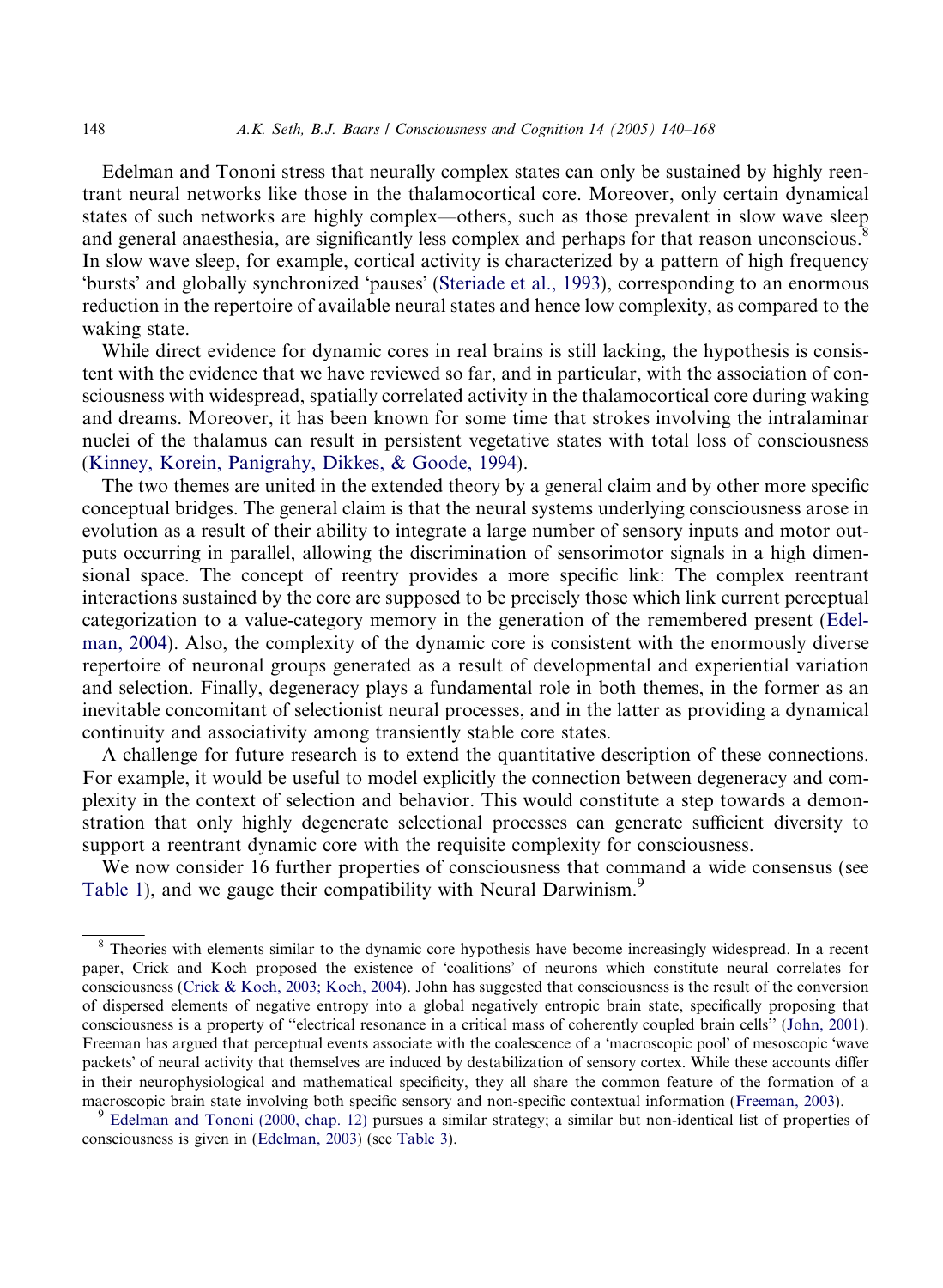Edelman and Tononi stress that neurally complex states can only be sustained by highly reentrant neural networks like those in the thalamocortical core. Moreover, only certain dynamical states of such networks are highly complex—others, such as those prevalent in slow wave sleep and general anaesthesia, are significantly less complex and perhaps for that reason unconscious.[8] In slow wave sleep, for example, cortical activity is characterized by a pattern of high frequency 'bursts' and globally synchronized 'pauses' (Steriade et al., 1993), corresponding to an enormous reduction in the repertoire of available neural states and hence low complexity, as compared to the waking state.

While direct evidence for dynamic cores in real brains is still lacking, the hypothesis is consistent with the evidence that we have reviewed so far, and in particular, with the association of consciousness with widespread, spatially correlated activity in the thalamocortical core during waking and dreams. Moreover, it has been known for some time that strokes involving the intralaminar nuclei of the thalamus can result in persistent vegetative states with total loss of consciousness (Kinney, Korein, Panigrahy, Dikkes, & Goode, 1994).

The two themes are united in the extended theory by a general claim and by other more specific conceptual bridges. The general claim is that the neural systems underlying consciousness arose in evolution as a result of their ability to integrate a large number of sensory inputs and motor outputs occurring in parallel, allowing the discrimination of sensorimotor signals in a high dimensional space. The concept of reentry provides a more specific link: The complex reentrant interactions sustained by the core are supposed to be precisely those which link current perceptual categorization to a value-category memory in the generation of the remembered present (Edelman, 2004). Also, the complexity of the dynamic core is consistent with the enormously diverse repertoire of neuronal groups generated as a result of developmental and experiential variation and selection. Finally, degeneracy plays a fundamental role in both themes, in the former as an inevitable concomitant of selectionist neural processes, and in the latter as providing a dynamical continuity and associativity among transiently stable core states.

A challenge for future research is to extend the quantitative description of these connections. For example, it would be useful to model explicitly the connection between degeneracy and complexity in the context of selection and behavior. This would constitute a step towards a demonstration that only highly degenerate selectional processes can generate sufficient diversity to support a reentrant dynamic core with the requisite complexity for consciousness.

We now consider 16 further properties of consciousness that command a wide consensus (see Table 1), and we gauge their compatibility with Neural Darwinism.[9]

---

[8] Theories with elements similar to the dynamic core hypothesis have become increasingly widespread. In a recent paper, Crick and Koch proposed the existence of 'coalitions' of neurons which constitute neural correlates for consciousness (Crick & Koch, 2003; Koch, 2004). John has suggested that consciousness is the result of the conversion of dispersed elements of negative entropy into a global negatively entropic brain state, specifically proposing that consciousness is a property of "electrical resonance in a critical mass of coherently coupled brain cells" (John, 2001). Freeman has argued that perceptual events associate with the coalescence of a 'macroscopic pool' of mesoscopic 'wave packets' of neural activity that themselves are induced by destabilization of sensory cortex. While these accounts differ in their neurophysiological and mathematical specificity, they all share the common feature of the formation of a macroscopic brain state involving both specific sensory and non-specific contextual information (Freeman, 2003).

[9] Edelman and Tononi (2000, chap. 12) pursues a similar strategy; a similar but non-identical list of properties of consciousness is given in (Edelman, 2003) (see Table 3).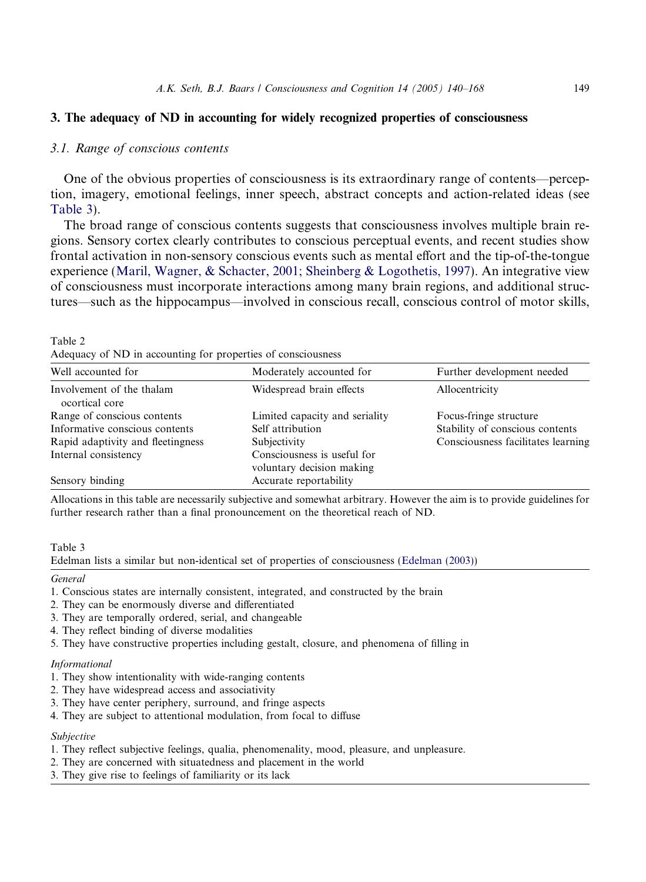## 3. The adequacy of ND in accounting for widely recognized properties of consciousness

### 3.1. Range of conscious contents

One of the obvious properties of consciousness is its extraordinary range of contents—perception, imagery, emotional feelings, inner speech, abstract concepts and action-related ideas (see Table 3).

The broad range of conscious contents suggests that consciousness involves multiple brain regions. Sensory cortex clearly contributes to conscious perceptual events, and recent studies show frontal activation in non-sensory conscious events such as mental effort and the tip-of-the-tongue experience (Maril, Wagner, & Schacter, 2001; Sheinberg & Logothetis, 1997). An integrative view of consciousness must incorporate interactions among many brain regions, and additional structures—such as the hippocampus—involved in conscious recall, conscious control of motor skills,

Table 2
Adequacy of ND in accounting for properties of consciousness

| Well accounted for | Moderately accounted for | Further development needed |
|---|---|---|
| Involvement of the thalamocortical core | Widespread brain effects | Allocentricity |
| Range of conscious contents | Limited capacity and seriality | Focus-fringe structure |
| Informative conscious contents | Self attribution | Stability of conscious contents |
| Rapid adaptivity and fleetingness | Subjectivity | Consciousness facilitates learning |
| Internal consistency | Consciousness is useful for voluntary decision making | |
| Sensory binding | Accurate reportability | |

Allocations in this table are necessarily subjective and somewhat arbitrary. However the aim is to provide guidelines for further research rather than a final pronouncement on the theoretical reach of ND.

Table 3
Edelman lists a similar but non-identical set of properties of consciousness (Edelman (2003))

*General*
1. Conscious states are internally consistent, integrated, and constructed by the brain
2. They can be enormously diverse and differentiated
3. They are temporally ordered, serial, and changeable
4. They reflect binding of diverse modalities
5. They have constructive properties including gestalt, closure, and phenomena of filling in

*Informational*
1. They show intentionality with wide-ranging contents
2. They have widespread access and associativity
3. They have center periphery, surround, and fringe aspects
4. They are subject to attentional modulation, from focal to diffuse

*Subjective*
1. They reflect subjective feelings, qualia, phenomenality, mood, pleasure, and unpleasure.
2. They are concerned with situatedness and placement in the world
3. They give rise to feelings of familiarity or its lack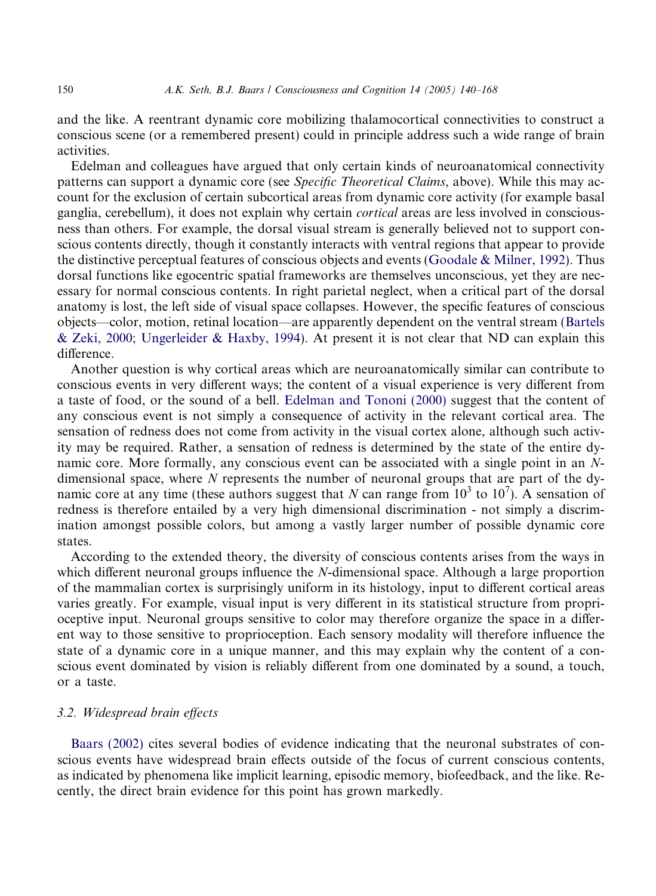and the like. A reentrant dynamic core mobilizing thalamocortical connectivities to construct a conscious scene (or a remembered present) could in principle address such a wide range of brain activities.

Edelman and colleagues have argued that only certain kinds of neuroanatomical connectivity patterns can support a dynamic core (see *Specific Theoretical Claims*, above). While this may account for the exclusion of certain subcortical areas from dynamic core activity (for example basal ganglia, cerebellum), it does not explain why certain *cortical* areas are less involved in consciousness than others. For example, the dorsal visual stream is generally believed not to support conscious contents directly, though it constantly interacts with ventral regions that appear to provide the distinctive perceptual features of conscious objects and events (Goodale & Milner, 1992). Thus dorsal functions like egocentric spatial frameworks are themselves unconscious, yet they are necessary for normal conscious contents. In right parietal neglect, when a critical part of the dorsal anatomy is lost, the left side of visual space collapses. However, the specific features of conscious objects—color, motion, retinal location—are apparently dependent on the ventral stream (Bartels & Zeki, 2000; Ungerleider & Haxby, 1994). At present it is not clear that ND can explain this difference.

Another question is why cortical areas which are neuroanatomically similar can contribute to conscious events in very different ways; the content of a visual experience is very different from a taste of food, or the sound of a bell. Edelman and Tononi (2000) suggest that the content of any conscious event is not simply a consequence of activity in the relevant cortical area. The sensation of redness does not come from activity in the visual cortex alone, although such activity may be required. Rather, a sensation of redness is determined by the state of the entire dynamic core. More formally, any conscious event can be associated with a single point in an $N$-dimensional space, where $N$ represents the number of neuronal groups that are part of the dynamic core at any time (these authors suggest that $N$ can range from $10^3$ to $10^7$). A sensation of redness is therefore entailed by a very high dimensional discrimination - not simply a discrimination amongst possible colors, but among a vastly larger number of possible dynamic core states.

According to the extended theory, the diversity of conscious contents arises from the ways in which different neuronal groups influence the $N$-dimensional space. Although a large proportion of the mammalian cortex is surprisingly uniform in its histology, input to different cortical areas varies greatly. For example, visual input is very different in its statistical structure from proprioceptive input. Neuronal groups sensitive to color may therefore organize the space in a different way to those sensitive to proprioception. Each sensory modality will therefore influence the state of a dynamic core in a unique manner, and this may explain why the content of a conscious event dominated by vision is reliably different from one dominated by a sound, a touch, or a taste.

### 3.2. Widespread brain effects

Baars (2002) cites several bodies of evidence indicating that the neuronal substrates of conscious events have widespread brain effects outside of the focus of current conscious contents, as indicated by phenomena like implicit learning, episodic memory, biofeedback, and the like. Recently, the direct brain evidence for this point has grown markedly.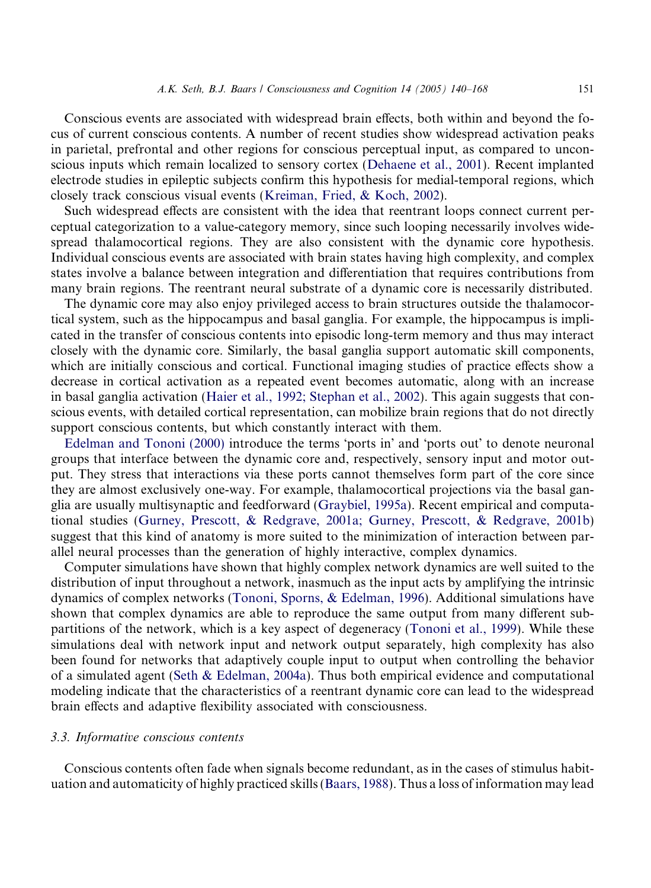Conscious events are associated with widespread brain effects, both within and beyond the focus of current conscious contents. A number of recent studies show widespread activation peaks in parietal, prefrontal and other regions for conscious perceptual input, as compared to unconscious inputs which remain localized to sensory cortex (Dehaene et al., 2001). Recent implanted electrode studies in epileptic subjects confirm this hypothesis for medial-temporal regions, which closely track conscious visual events (Kreiman, Fried, & Koch, 2002).

Such widespread effects are consistent with the idea that reentrant loops connect current perceptual categorization to a value-category memory, since such looping necessarily involves widespread thalamocortical regions. They are also consistent with the dynamic core hypothesis. Individual conscious events are associated with brain states having high complexity, and complex states involve a balance between integration and differentiation that requires contributions from many brain regions. The reentrant neural substrate of a dynamic core is necessarily distributed.

The dynamic core may also enjoy privileged access to brain structures outside the thalamocortical system, such as the hippocampus and basal ganglia. For example, the hippocampus is implicated in the transfer of conscious contents into episodic long-term memory and thus may interact closely with the dynamic core. Similarly, the basal ganglia support automatic skill components, which are initially conscious and cortical. Functional imaging studies of practice effects show a decrease in cortical activation as a repeated event becomes automatic, along with an increase in basal ganglia activation (Haier et al., 1992; Stephan et al., 2002). This again suggests that conscious events, with detailed cortical representation, can mobilize brain regions that do not directly support conscious contents, but which constantly interact with them.

Edelman and Tononi (2000) introduce the terms 'ports in' and 'ports out' to denote neuronal groups that interface between the dynamic core and, respectively, sensory input and motor output. They stress that interactions via these ports cannot themselves form part of the core since they are almost exclusively one-way. For example, thalamocortical projections via the basal ganglia are usually multisynaptic and feedforward (Graybiel, 1995a). Recent empirical and computational studies (Gurney, Prescott, & Redgrave, 2001a; Gurney, Prescott, & Redgrave, 2001b) suggest that this kind of anatomy is more suited to the minimization of interaction between parallel neural processes than the generation of highly interactive, complex dynamics.

Computer simulations have shown that highly complex network dynamics are well suited to the distribution of input throughout a network, inasmuch as the input acts by amplifying the intrinsic dynamics of complex networks (Tononi, Sporns, & Edelman, 1996). Additional simulations have shown that complex dynamics are able to reproduce the same output from many different subpartitions of the network, which is a key aspect of degeneracy (Tononi et al., 1999). While these simulations deal with network input and network output separately, high complexity has also been found for networks that adaptively couple input to output when controlling the behavior of a simulated agent (Seth & Edelman, 2004a). Thus both empirical evidence and computational modeling indicate that the characteristics of a reentrant dynamic core can lead to the widespread brain effects and adaptive flexibility associated with consciousness.

### 3.3. *Informative conscious contents*

Conscious contents often fade when signals become redundant, as in the cases of stimulus habituation and automaticity of highly practiced skills (Baars, 1988). Thus a loss of information may lead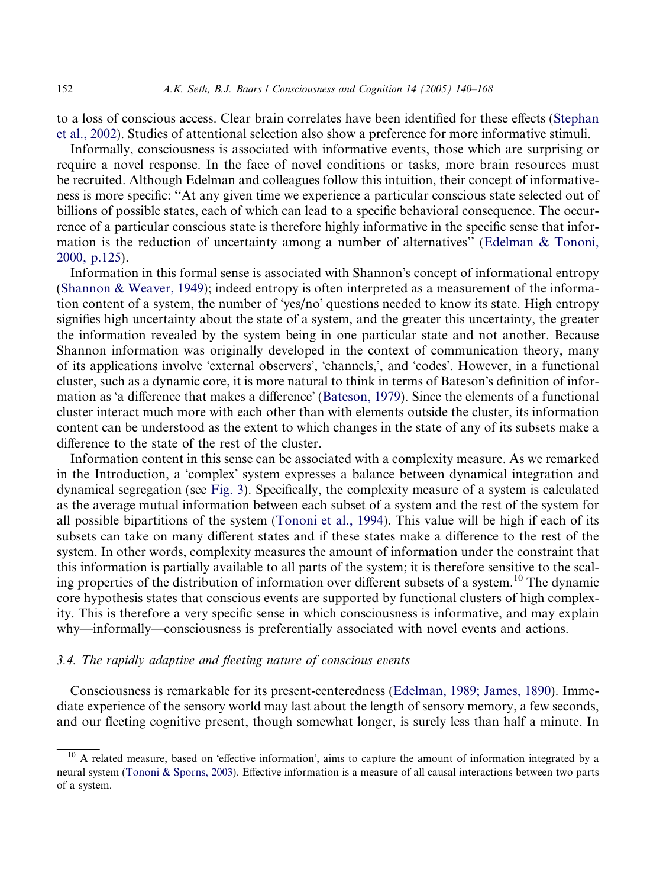to a loss of conscious access. Clear brain correlates have been identified for these effects (Stephan et al., 2002). Studies of attentional selection also show a preference for more informative stimuli.

Informally, consciousness is associated with informative events, those which are surprising or require a novel response. In the face of novel conditions or tasks, more brain resources must be recruited. Although Edelman and colleagues follow this intuition, their concept of informativeness is more specific: ''At any given time we experience a particular conscious state selected out of billions of possible states, each of which can lead to a specific behavioral consequence. The occurrence of a particular conscious state is therefore highly informative in the specific sense that information is the reduction of uncertainty among a number of alternatives'' (Edelman & Tononi, 2000, p.125).

Information in this formal sense is associated with Shannon's concept of informational entropy (Shannon & Weaver, 1949); indeed entropy is often interpreted as a measurement of the information content of a system, the number of 'yes/no' questions needed to know its state. High entropy signifies high uncertainty about the state of a system, and the greater this uncertainty, the greater the information revealed by the system being in one particular state and not another. Because Shannon information was originally developed in the context of communication theory, many of its applications involve 'external observers', 'channels,', and 'codes'. However, in a functional cluster, such as a dynamic core, it is more natural to think in terms of Bateson's definition of information as 'a difference that makes a difference' (Bateson, 1979). Since the elements of a functional cluster interact much more with each other than with elements outside the cluster, its information content can be understood as the extent to which changes in the state of any of its subsets make a difference to the state of the rest of the cluster.

Information content in this sense can be associated with a complexity measure. As we remarked in the Introduction, a 'complex' system expresses a balance between dynamical integration and dynamical segregation (see Fig. 3). Specifically, the complexity measure of a system is calculated as the average mutual information between each subset of a system and the rest of the system for all possible bipartitions of the system (Tononi et al., 1994). This value will be high if each of its subsets can take on many different states and if these states make a difference to the rest of the system. In other words, complexity measures the amount of information under the constraint that this information is partially available to all parts of the system; it is therefore sensitive to the scaling properties of the distribution of information over different subsets of a system.[10] The dynamic core hypothesis states that conscious events are supported by functional clusters of high complexity. This is therefore a very specific sense in which consciousness is informative, and may explain why—informally—consciousness is preferentially associated with novel events and actions.

### 3.4. *The rapidly adaptive and fleeting nature of conscious events*

Consciousness is remarkable for its present-centeredness (Edelman, 1989; James, 1890). Immediate experience of the sensory world may last about the length of sensory memory, a few seconds, and our fleeting cognitive present, though somewhat longer, is surely less than half a minute. In

[10] A related measure, based on 'effective information', aims to capture the amount of information integrated by a neural system (Tononi & Sporns, 2003). Effective information is a measure of all causal interactions between two parts of a system.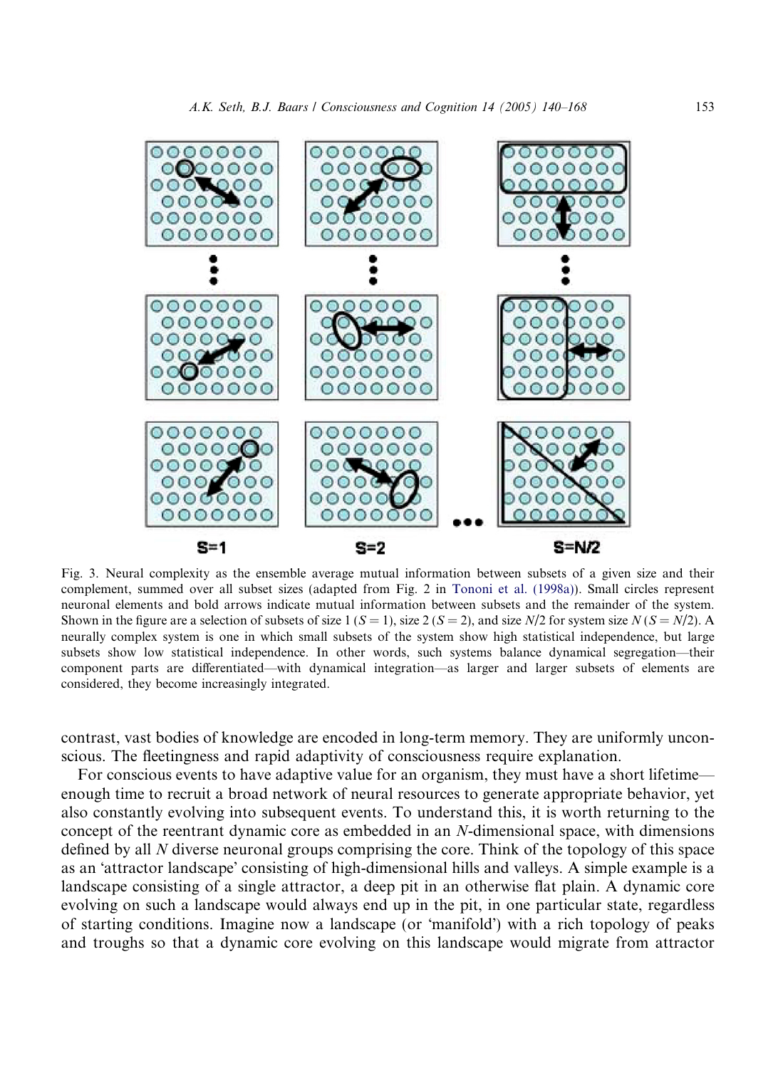Fig. 3. Neural complexity as the ensemble average mutual information between subsets of a given size and their complement, summed over all subset sizes (adapted from Fig. 2 in Tononi et al. (1998a)). Small circles represent neuronal elements and bold arrows indicate mutual information between subsets and the remainder of the system. Shown in the figure are a selection of subsets of size 1 ($S = 1$), size 2 ($S = 2$), and size $N/2$ for system size $N$ ($S = N/2$). A neurally complex system is one in which small subsets of the system show high statistical independence, but large subsets show low statistical independence. In other words, such systems balance dynamical segregation—their component parts are differentiated—with dynamical integration—as larger and larger subsets of elements are considered, they become increasingly integrated.

contrast, vast bodies of knowledge are encoded in long-term memory. They are uniformly unconscious. The fleetingness and rapid adaptivity of consciousness require explanation.

For conscious events to have adaptive value for an organism, they must have a short lifetime—enough time to recruit a broad network of neural resources to generate appropriate behavior, yet also constantly evolving into subsequent events. To understand this, it is worth returning to the concept of the reentrant dynamic core as embedded in an $N$-dimensional space, with dimensions defined by all $N$ diverse neuronal groups comprising the core. Think of the topology of this space as an 'attractor landscape' consisting of high-dimensional hills and valleys. A simple example is a landscape consisting of a single attractor, a deep pit in an otherwise flat plain. A dynamic core evolving on such a landscape would always end up in the pit, in one particular state, regardless of starting conditions. Imagine now a landscape (or 'manifold') with a rich topology of peaks and troughs so that a dynamic core evolving on this landscape would migrate from attractor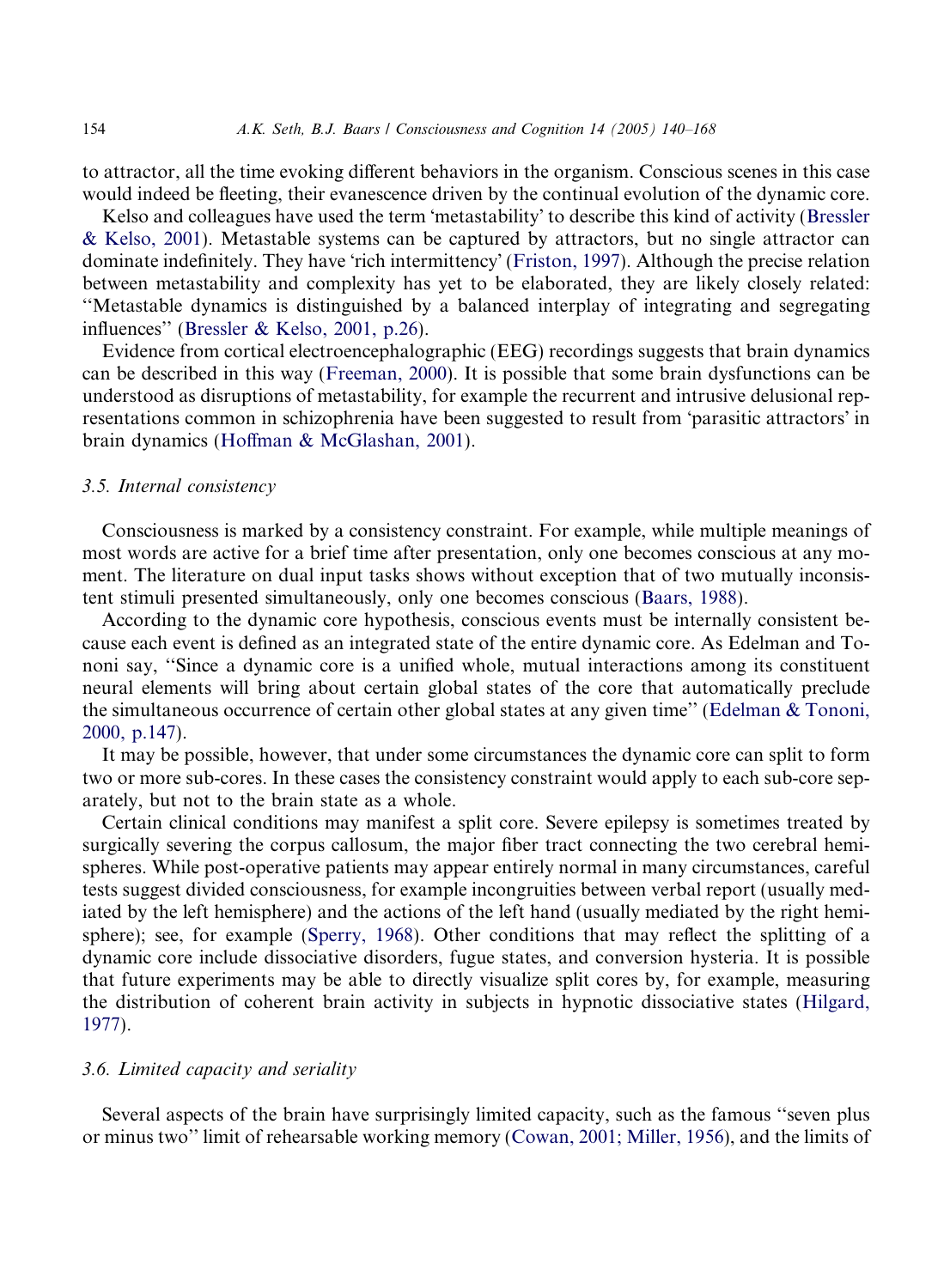to attractor, all the time evoking different behaviors in the organism. Conscious scenes in this case would indeed be fleeting, their evanescence driven by the continual evolution of the dynamic core.

Kelso and colleagues have used the term 'metastability' to describe this kind of activity (Bressler & Kelso, 2001). Metastable systems can be captured by attractors, but no single attractor can dominate indefinitely. They have 'rich intermittency' (Friston, 1997). Although the precise relation between metastability and complexity has yet to be elaborated, they are likely closely related: "Metastable dynamics is distinguished by a balanced interplay of integrating and segregating influences" (Bressler & Kelso, 2001, p.26).

Evidence from cortical electroencephalographic (EEG) recordings suggests that brain dynamics can be described in this way (Freeman, 2000). It is possible that some brain dysfunctions can be understood as disruptions of metastability, for example the recurrent and intrusive delusional representations common in schizophrenia have been suggested to result from 'parasitic attractors' in brain dynamics (Hoffman & McGlashan, 2001).

### 3.5. Internal consistency

Consciousness is marked by a consistency constraint. For example, while multiple meanings of most words are active for a brief time after presentation, only one becomes conscious at any moment. The literature on dual input tasks shows without exception that of two mutually inconsistent stimuli presented simultaneously, only one becomes conscious (Baars, 1988).

According to the dynamic core hypothesis, conscious events must be internally consistent because each event is defined as an integrated state of the entire dynamic core. As Edelman and Tononi say, "Since a dynamic core is a unified whole, mutual interactions among its constituent neural elements will bring about certain global states of the core that automatically preclude the simultaneous occurrence of certain other global states at any given time" (Edelman & Tononi, 2000, p.147).

It may be possible, however, that under some circumstances the dynamic core can split to form two or more sub-cores. In these cases the consistency constraint would apply to each sub-core separately, but not to the brain state as a whole.

Certain clinical conditions may manifest a split core. Severe epilepsy is sometimes treated by surgically severing the corpus callosum, the major fiber tract connecting the two cerebral hemispheres. While post-operative patients may appear entirely normal in many circumstances, careful tests suggest divided consciousness, for example incongruities between verbal report (usually mediated by the left hemisphere) and the actions of the left hand (usually mediated by the right hemisphere); see, for example (Sperry, 1968). Other conditions that may reflect the splitting of a dynamic core include dissociative disorders, fugue states, and conversion hysteria. It is possible that future experiments may be able to directly visualize split cores by, for example, measuring the distribution of coherent brain activity in subjects in hypnotic dissociative states (Hilgard, 1977).

### 3.6. Limited capacity and seriality

Several aspects of the brain have surprisingly limited capacity, such as the famous "seven plus or minus two" limit of rehearsable working memory (Cowan, 2001; Miller, 1956), and the limits of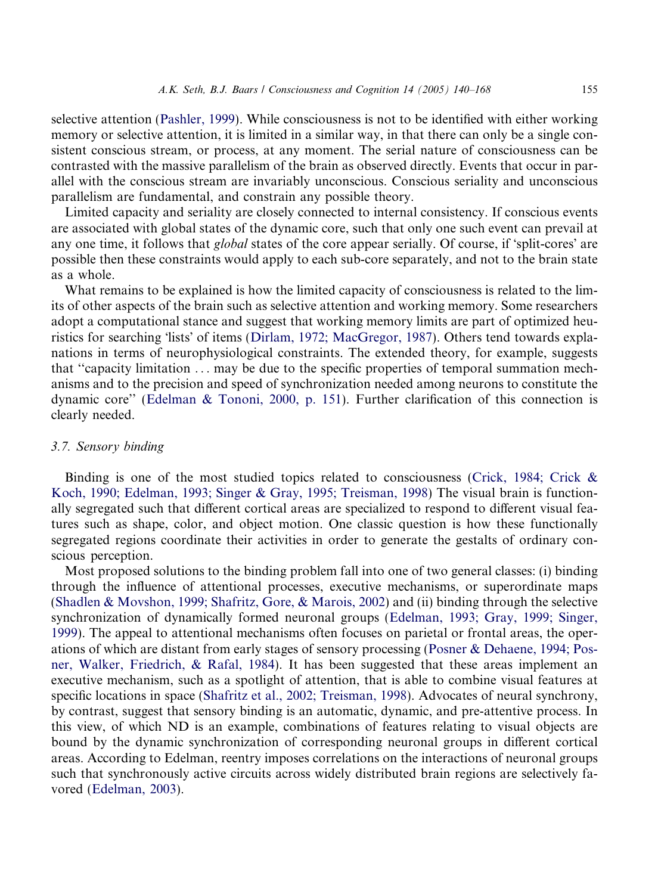selective attention (Pashler, 1999). While consciousness is not to be identified with either working memory or selective attention, it is limited in a similar way, in that there can only be a single consistent conscious stream, or process, at any moment. The serial nature of consciousness can be contrasted with the massive parallelism of the brain as observed directly. Events that occur in parallel with the conscious stream are invariably unconscious. Conscious seriality and unconscious parallelism are fundamental, and constrain any possible theory.

Limited capacity and seriality are closely connected to internal consistency. If conscious events are associated with global states of the dynamic core, such that only one such event can prevail at any one time, it follows that *global* states of the core appear serially. Of course, if 'split-cores' are possible then these constraints would apply to each sub-core separately, and not to the brain state as a whole.

What remains to be explained is how the limited capacity of consciousness is related to the limits of other aspects of the brain such as selective attention and working memory. Some researchers adopt a computational stance and suggest that working memory limits are part of optimized heuristics for searching 'lists' of items (Dirlam, 1972; MacGregor, 1987). Others tend towards explanations in terms of neurophysiological constraints. The extended theory, for example, suggests that "capacity limitation … may be due to the specific properties of temporal summation mechanisms and to the precision and speed of synchronization needed among neurons to constitute the dynamic core" (Edelman & Tononi, 2000, p. 151). Further clarification of this connection is clearly needed.

### *3.7. Sensory binding*

Binding is one of the most studied topics related to consciousness (Crick, 1984; Crick & Koch, 1990; Edelman, 1993; Singer & Gray, 1995; Treisman, 1998) The visual brain is functionally segregated such that different cortical areas are specialized to respond to different visual features such as shape, color, and object motion. One classic question is how these functionally segregated regions coordinate their activities in order to generate the gestalts of ordinary conscious perception.

Most proposed solutions to the binding problem fall into one of two general classes: (i) binding through the influence of attentional processes, executive mechanisms, or superordinate maps (Shadlen & Movshon, 1999; Shafritz, Gore, & Marois, 2002) and (ii) binding through the selective synchronization of dynamically formed neuronal groups (Edelman, 1993; Gray, 1999; Singer, 1999). The appeal to attentional mechanisms often focuses on parietal or frontal areas, the operations of which are distant from early stages of sensory processing (Posner & Dehaene, 1994; Posner, Walker, Friedrich, & Rafal, 1984). It has been suggested that these areas implement an executive mechanism, such as a spotlight of attention, that is able to combine visual features at specific locations in space (Shafritz et al., 2002; Treisman, 1998). Advocates of neural synchrony, by contrast, suggest that sensory binding is an automatic, dynamic, and pre-attentive process. In this view, of which ND is an example, combinations of features relating to visual objects are bound by the dynamic synchronization of corresponding neuronal groups in different cortical areas. According to Edelman, reentry imposes correlations on the interactions of neuronal groups such that synchronously active circuits across widely distributed brain regions are selectively favored (Edelman, 2003).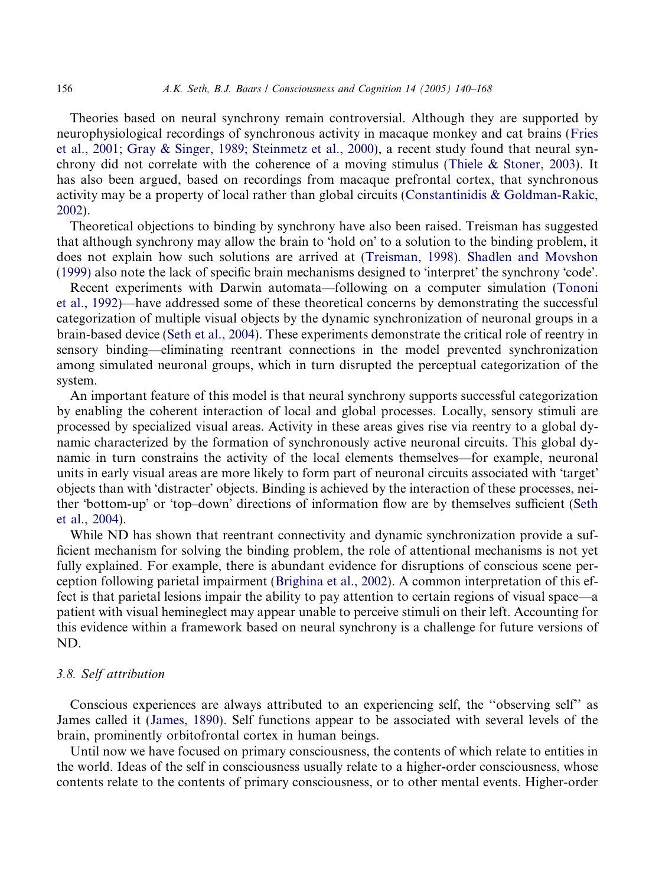Theories based on neural synchrony remain controversial. Although they are supported by neurophysiological recordings of synchronous activity in macaque monkey and cat brains (Fries et al., 2001; Gray & Singer, 1989; Steinmetz et al., 2000), a recent study found that neural synchrony did not correlate with the coherence of a moving stimulus (Thiele & Stoner, 2003). It has also been argued, based on recordings from macaque prefrontal cortex, that synchronous activity may be a property of local rather than global circuits (Constantinidis & Goldman-Rakic, 2002).

Theoretical objections to binding by synchrony have also been raised. Treisman has suggested that although synchrony may allow the brain to 'hold on' to a solution to the binding problem, it does not explain how such solutions are arrived at (Treisman, 1998). Shadlen and Movshon (1999) also note the lack of specific brain mechanisms designed to 'interpret' the synchrony 'code'.

Recent experiments with Darwin automata—following on a computer simulation (Tononi et al., 1992)—have addressed some of these theoretical concerns by demonstrating the successful categorization of multiple visual objects by the dynamic synchronization of neuronal groups in a brain-based device (Seth et al., 2004). These experiments demonstrate the critical role of reentry in sensory binding—eliminating reentrant connections in the model prevented synchronization among simulated neuronal groups, which in turn disrupted the perceptual categorization of the system.

An important feature of this model is that neural synchrony supports successful categorization by enabling the coherent interaction of local and global processes. Locally, sensory stimuli are processed by specialized visual areas. Activity in these areas gives rise via reentry to a global dynamic characterized by the formation of synchronously active neuronal circuits. This global dynamic in turn constrains the activity of the local elements themselves—for example, neuronal units in early visual areas are more likely to form part of neuronal circuits associated with 'target' objects than with 'distracter' objects. Binding is achieved by the interaction of these processes, neither 'bottom-up' or 'top–down' directions of information flow are by themselves sufficient (Seth et al., 2004).

While ND has shown that reentrant connectivity and dynamic synchronization provide a sufficient mechanism for solving the binding problem, the role of attentional mechanisms is not yet fully explained. For example, there is abundant evidence for disruptions of conscious scene perception following parietal impairment (Brighina et al., 2002). A common interpretation of this effect is that parietal lesions impair the ability to pay attention to certain regions of visual space—a patient with visual hemineglect may appear unable to perceive stimuli on their left. Accounting for this evidence within a framework based on neural synchrony is a challenge for future versions of ND.

### *3.8. Self attribution*

Conscious experiences are always attributed to an experiencing self, the ''observing self'' as James called it (James, 1890). Self functions appear to be associated with several levels of the brain, prominently orbitofrontal cortex in human beings.

Until now we have focused on primary consciousness, the contents of which relate to entities in the world. Ideas of the self in consciousness usually relate to a higher-order consciousness, whose contents relate to the contents of primary consciousness, or to other mental events. Higher-order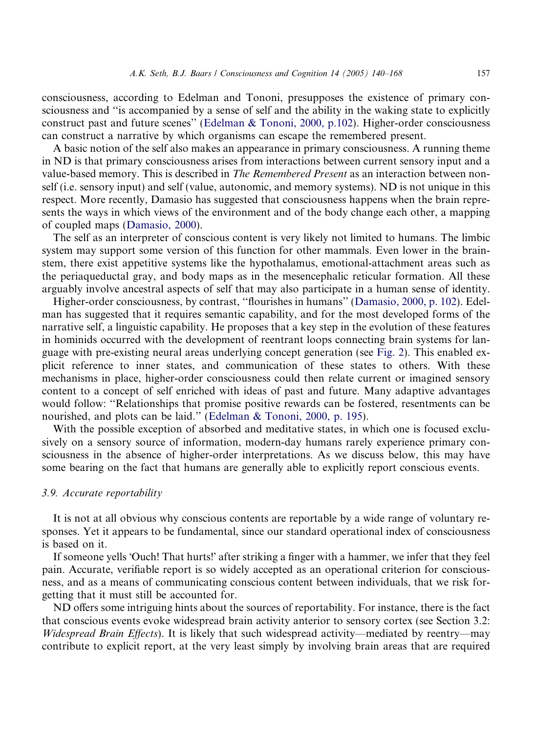consciousness, according to Edelman and Tononi, presupposes the existence of primary consciousness and "is accompanied by a sense of self and the ability in the waking state to explicitly construct past and future scenes" (Edelman & Tononi, 2000, p.102). Higher-order consciousness can construct a narrative by which organisms can escape the remembered present.

A basic notion of the self also makes an appearance in primary consciousness. A running theme in ND is that primary consciousness arises from interactions between current sensory input and a value-based memory. This is described in *The Remembered Present* as an interaction between nonself (i.e. sensory input) and self (value, autonomic, and memory systems). ND is not unique in this respect. More recently, Damasio has suggested that consciousness happens when the brain represents the ways in which views of the environment and of the body change each other, a mapping of coupled maps (Damasio, 2000).

The self as an interpreter of conscious content is very likely not limited to humans. The limbic system may support some version of this function for other mammals. Even lower in the brainstem, there exist appetitive systems like the hypothalamus, emotional-attachment areas such as the periaqueductal gray, and body maps as in the mesencephalic reticular formation. All these arguably involve ancestral aspects of self that may also participate in a human sense of identity.

Higher-order consciousness, by contrast, "flourishes in humans" (Damasio, 2000, p. 102). Edelman has suggested that it requires semantic capability, and for the most developed forms of the narrative self, a linguistic capability. He proposes that a key step in the evolution of these features in hominids occurred with the development of reentrant loops connecting brain systems for language with pre-existing neural areas underlying concept generation (see Fig. 2). This enabled explicit reference to inner states, and communication of these states to others. With these mechanisms in place, higher-order consciousness could then relate current or imagined sensory content to a concept of self enriched with ideas of past and future. Many adaptive advantages would follow: "Relationships that promise positive rewards can be fostered, resentments can be nourished, and plots can be laid." (Edelman & Tononi, 2000, p. 195).

With the possible exception of absorbed and meditative states, in which one is focused exclusively on a sensory source of information, modern-day humans rarely experience primary consciousness in the absence of higher-order interpretations. As we discuss below, this may have some bearing on the fact that humans are generally able to explicitly report conscious events.

### 3.9. Accurate reportability

It is not at all obvious why conscious contents are reportable by a wide range of voluntary responses. Yet it appears to be fundamental, since our standard operational index of consciousness is based on it.

If someone yells 'Ouch! That hurts!' after striking a finger with a hammer, we infer that they feel pain. Accurate, verifiable report is so widely accepted as an operational criterion for consciousness, and as a means of communicating conscious content between individuals, that we risk forgetting that it must still be accounted for.

ND offers some intriguing hints about the sources of reportability. For instance, there is the fact that conscious events evoke widespread brain activity anterior to sensory cortex (see Section 3.2: *Widespread Brain Effects*). It is likely that such widespread activity—mediated by reentry—may contribute to explicit report, at the very least simply by involving brain areas that are required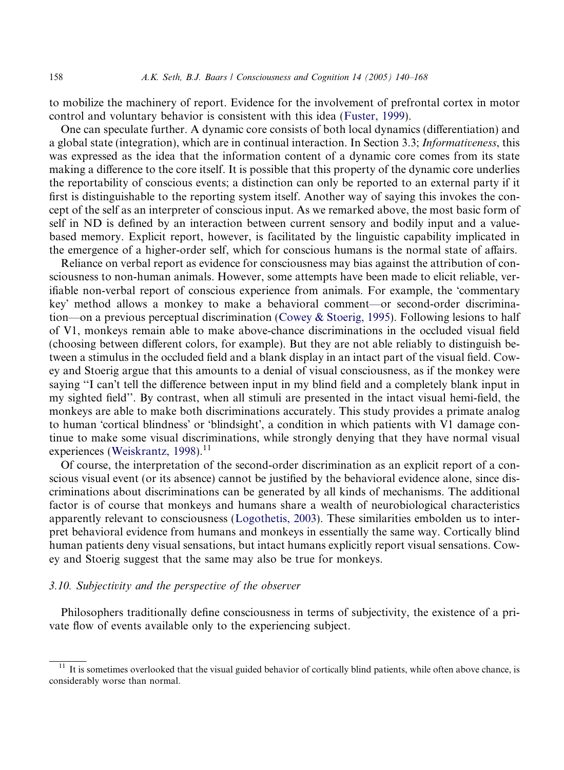to mobilize the machinery of report. Evidence for the involvement of prefrontal cortex in motor control and voluntary behavior is consistent with this idea (Fuster, 1999).

One can speculate further. A dynamic core consists of both local dynamics (differentiation) and a global state (integration), which are in continual interaction. In Section 3.3; *Informativeness*, this was expressed as the idea that the information content of a dynamic core comes from its state making a difference to the core itself. It is possible that this property of the dynamic core underlies the reportability of conscious events; a distinction can only be reported to an external party if it first is distinguishable to the reporting system itself. Another way of saying this invokes the concept of the self as an interpreter of conscious input. As we remarked above, the most basic form of self in ND is defined by an interaction between current sensory and bodily input and a value-based memory. Explicit report, however, is facilitated by the linguistic capability implicated in the emergence of a higher-order self, which for conscious humans is the normal state of affairs.

Reliance on verbal report as evidence for consciousness may bias against the attribution of consciousness to non-human animals. However, some attempts have been made to elicit reliable, verifiable non-verbal report of conscious experience from animals. For example, the 'commentary key' method allows a monkey to make a behavioral comment—or second-order discrimination—on a previous perceptual discrimination (Cowey & Stoerig, 1995). Following lesions to half of V1, monkeys remain able to make above-chance discriminations in the occluded visual field (choosing between different colors, for example). But they are not able reliably to distinguish between a stimulus in the occluded field and a blank display in an intact part of the visual field. Cowey and Stoerig argue that this amounts to a denial of visual consciousness, as if the monkey were saying "I can't tell the difference between input in my blind field and a completely blank input in my sighted field". By contrast, when all stimuli are presented in the intact visual hemi-field, the monkeys are able to make both discriminations accurately. This study provides a primate analog to human 'cortical blindness' or 'blindsight', a condition in which patients with V1 damage continue to make some visual discriminations, while strongly denying that they have normal visual experiences (Weiskrantz, 1998).[11]

Of course, the interpretation of the second-order discrimination as an explicit report of a conscious visual event (or its absence) cannot be justified by the behavioral evidence alone, since discriminations about discriminations can be generated by all kinds of mechanisms. The additional factor is of course that monkeys and humans share a wealth of neurobiological characteristics apparently relevant to consciousness (Logothetis, 2003). These similarities embolden us to interpret behavioral evidence from humans and monkeys in essentially the same way. Cortically blind human patients deny visual sensations, but intact humans explicitly report visual sensations. Cowey and Stoerig suggest that the same may also be true for monkeys.

### 3.10. Subjectivity and the perspective of the observer

Philosophers traditionally define consciousness in terms of subjectivity, the existence of a private flow of events available only to the experiencing subject.

---

[11] It is sometimes overlooked that the visual guided behavior of cortically blind patients, while often above chance, is considerably worse than normal.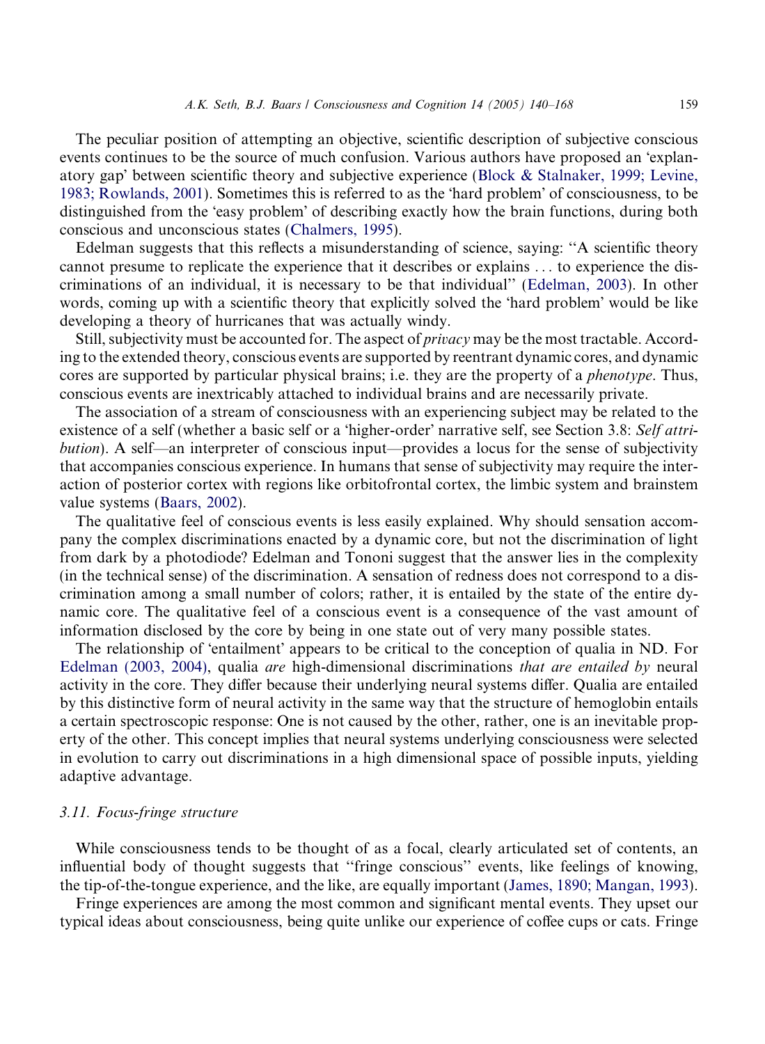The peculiar position of attempting an objective, scientific description of subjective conscious events continues to be the source of much confusion. Various authors have proposed an 'explanatory gap' between scientific theory and subjective experience (Block & Stalnaker, 1999; Levine, 1983; Rowlands, 2001). Sometimes this is referred to as the 'hard problem' of consciousness, to be distinguished from the 'easy problem' of describing exactly how the brain functions, during both conscious and unconscious states (Chalmers, 1995).

Edelman suggests that this reflects a misunderstanding of science, saying: ''A scientific theory cannot presume to replicate the experience that it describes or explains ... to experience the discriminations of an individual, it is necessary to be that individual'' (Edelman, 2003). In other words, coming up with a scientific theory that explicitly solved the 'hard problem' would be like developing a theory of hurricanes that was actually windy.

Still, subjectivity must be accounted for. The aspect of *privacy* may be the most tractable. According to the extended theory, conscious events are supported by reentrant dynamic cores, and dynamic cores are supported by particular physical brains; i.e. they are the property of a *phenotype*. Thus, conscious events are inextricably attached to individual brains and are necessarily private.

The association of a stream of consciousness with an experiencing subject may be related to the existence of a self (whether a basic self or a 'higher-order' narrative self, see Section 3.8: *Self attribution*). A self—an interpreter of conscious input—provides a locus for the sense of subjectivity that accompanies conscious experience. In humans that sense of subjectivity may require the interaction of posterior cortex with regions like orbitofrontal cortex, the limbic system and brainstem value systems (Baars, 2002).

The qualitative feel of conscious events is less easily explained. Why should sensation accompany the complex discriminations enacted by a dynamic core, but not the discrimination of light from dark by a photodiode? Edelman and Tononi suggest that the answer lies in the complexity (in the technical sense) of the discrimination. A sensation of redness does not correspond to a discrimination among a small number of colors; rather, it is entailed by the state of the entire dynamic core. The qualitative feel of a conscious event is a consequence of the vast amount of information disclosed by the core by being in one state out of very many possible states.

The relationship of 'entailment' appears to be critical to the conception of qualia in ND. For Edelman (2003, 2004), qualia *are* high-dimensional discriminations *that are entailed by* neural activity in the core. They differ because their underlying neural systems differ. Qualia are entailed by this distinctive form of neural activity in the same way that the structure of hemoglobin entails a certain spectroscopic response: One is not caused by the other, rather, one is an inevitable property of the other. This concept implies that neural systems underlying consciousness were selected in evolution to carry out discriminations in a high dimensional space of possible inputs, yielding adaptive advantage.

### 3.11. Focus-fringe structure

While consciousness tends to be thought of as a focal, clearly articulated set of contents, an influential body of thought suggests that ''fringe conscious'' events, like feelings of knowing, the tip-of-the-tongue experience, and the like, are equally important (James, 1890; Mangan, 1993).

Fringe experiences are among the most common and significant mental events. They upset our typical ideas about consciousness, being quite unlike our experience of coffee cups or cats. Fringe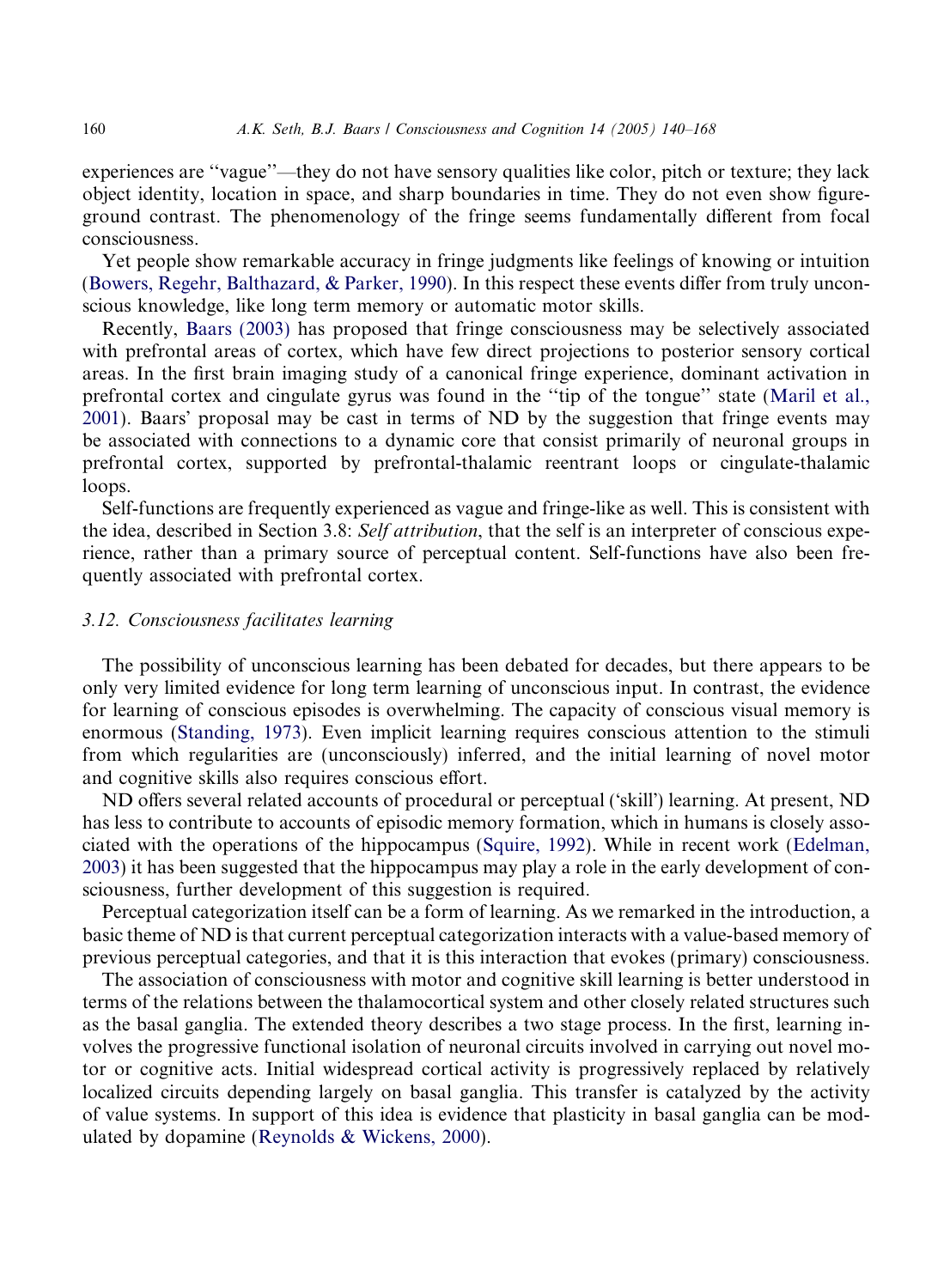experiences are ''vague''—they do not have sensory qualities like color, pitch or texture; they lack object identity, location in space, and sharp boundaries in time. They do not even show figure-ground contrast. The phenomenology of the fringe seems fundamentally different from focal consciousness.

Yet people show remarkable accuracy in fringe judgments like feelings of knowing or intuition (Bowers, Regehr, Balthazard, & Parker, 1990). In this respect these events differ from truly unconscious knowledge, like long term memory or automatic motor skills.

Recently, Baars (2003) has proposed that fringe consciousness may be selectively associated with prefrontal areas of cortex, which have few direct projections to posterior sensory cortical areas. In the first brain imaging study of a canonical fringe experience, dominant activation in prefrontal cortex and cingulate gyrus was found in the ''tip of the tongue'' state (Maril et al., 2001). Baars' proposal may be cast in terms of ND by the suggestion that fringe events may be associated with connections to a dynamic core that consist primarily of neuronal groups in prefrontal cortex, supported by prefrontal-thalamic reentrant loops or cingulate-thalamic loops.

Self-functions are frequently experienced as vague and fringe-like as well. This is consistent with the idea, described in Section 3.8: *Self attribution*, that the self is an interpreter of conscious experience, rather than a primary source of perceptual content. Self-functions have also been frequently associated with prefrontal cortex.

### 3.12. Consciousness facilitates learning

The possibility of unconscious learning has been debated for decades, but there appears to be only very limited evidence for long term learning of unconscious input. In contrast, the evidence for learning of conscious episodes is overwhelming. The capacity of conscious visual memory is enormous (Standing, 1973). Even implicit learning requires conscious attention to the stimuli from which regularities are (unconsciously) inferred, and the initial learning of novel motor and cognitive skills also requires conscious effort.

ND offers several related accounts of procedural or perceptual ('skill') learning. At present, ND has less to contribute to accounts of episodic memory formation, which in humans is closely associated with the operations of the hippocampus (Squire, 1992). While in recent work (Edelman, 2003) it has been suggested that the hippocampus may play a role in the early development of consciousness, further development of this suggestion is required.

Perceptual categorization itself can be a form of learning. As we remarked in the introduction, a basic theme of ND is that current perceptual categorization interacts with a value-based memory of previous perceptual categories, and that it is this interaction that evokes (primary) consciousness.

The association of consciousness with motor and cognitive skill learning is better understood in terms of the relations between the thalamocortical system and other closely related structures such as the basal ganglia. The extended theory describes a two stage process. In the first, learning involves the progressive functional isolation of neuronal circuits involved in carrying out novel motor or cognitive acts. Initial widespread cortical activity is progressively replaced by relatively localized circuits depending largely on basal ganglia. This transfer is catalyzed by the activity of value systems. In support of this idea is evidence that plasticity in basal ganglia can be modulated by dopamine (Reynolds & Wickens, 2000).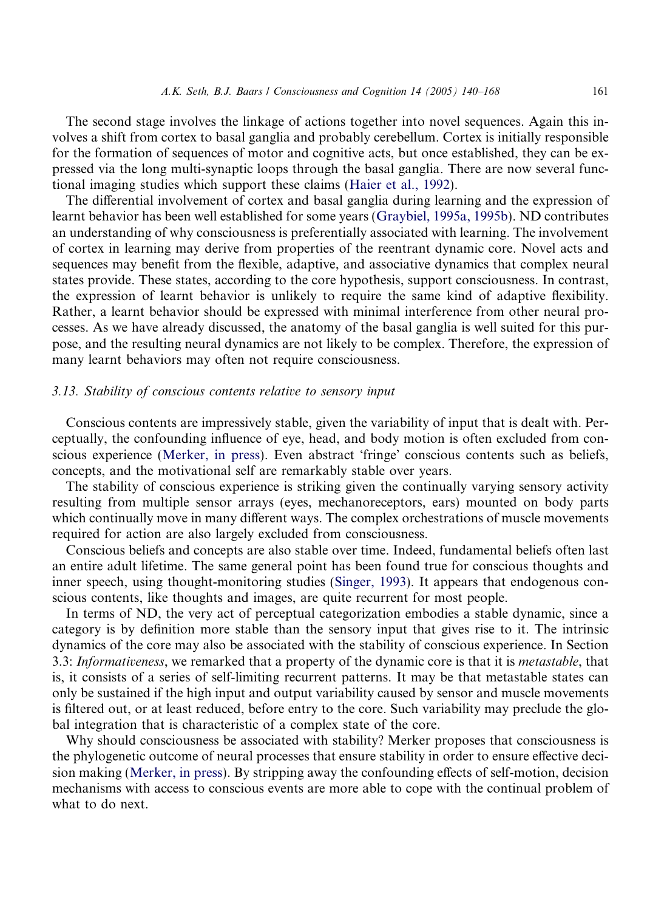The second stage involves the linkage of actions together into novel sequences. Again this involves a shift from cortex to basal ganglia and probably cerebellum. Cortex is initially responsible for the formation of sequences of motor and cognitive acts, but once established, they can be expressed via the long multi-synaptic loops through the basal ganglia. There are now several functional imaging studies which support these claims (Haier et al., 1992).

The differential involvement of cortex and basal ganglia during learning and the expression of learnt behavior has been well established for some years (Graybiel, 1995a, 1995b). ND contributes an understanding of why consciousness is preferentially associated with learning. The involvement of cortex in learning may derive from properties of the reentrant dynamic core. Novel acts and sequences may benefit from the flexible, adaptive, and associative dynamics that complex neural states provide. These states, according to the core hypothesis, support consciousness. In contrast, the expression of learnt behavior is unlikely to require the same kind of adaptive flexibility. Rather, a learnt behavior should be expressed with minimal interference from other neural processes. As we have already discussed, the anatomy of the basal ganglia is well suited for this purpose, and the resulting neural dynamics are not likely to be complex. Therefore, the expression of many learnt behaviors may often not require consciousness.

### 3.13. Stability of conscious contents relative to sensory input

Conscious contents are impressively stable, given the variability of input that is dealt with. Perceptually, the confounding influence of eye, head, and body motion is often excluded from conscious experience (Merker, in press). Even abstract 'fringe' conscious contents such as beliefs, concepts, and the motivational self are remarkably stable over years.

The stability of conscious experience is striking given the continually varying sensory activity resulting from multiple sensor arrays (eyes, mechanoreceptors, ears) mounted on body parts which continually move in many different ways. The complex orchestrations of muscle movements required for action are also largely excluded from consciousness.

Conscious beliefs and concepts are also stable over time. Indeed, fundamental beliefs often last an entire adult lifetime. The same general point has been found true for conscious thoughts and inner speech, using thought-monitoring studies (Singer, 1993). It appears that endogenous conscious contents, like thoughts and images, are quite recurrent for most people.

In terms of ND, the very act of perceptual categorization embodies a stable dynamic, since a category is by definition more stable than the sensory input that gives rise to it. The intrinsic dynamics of the core may also be associated with the stability of conscious experience. In Section 3.3: *Informativeness*, we remarked that a property of the dynamic core is that it is *metastable*, that is, it consists of a series of self-limiting recurrent patterns. It may be that metastable states can only be sustained if the high input and output variability caused by sensor and muscle movements is filtered out, or at least reduced, before entry to the core. Such variability may preclude the global integration that is characteristic of a complex state of the core.

Why should consciousness be associated with stability? Merker proposes that consciousness is the phylogenetic outcome of neural processes that ensure stability in order to ensure effective decision making (Merker, in press). By stripping away the confounding effects of self-motion, decision mechanisms with access to conscious events are more able to cope with the continual problem of what to do next.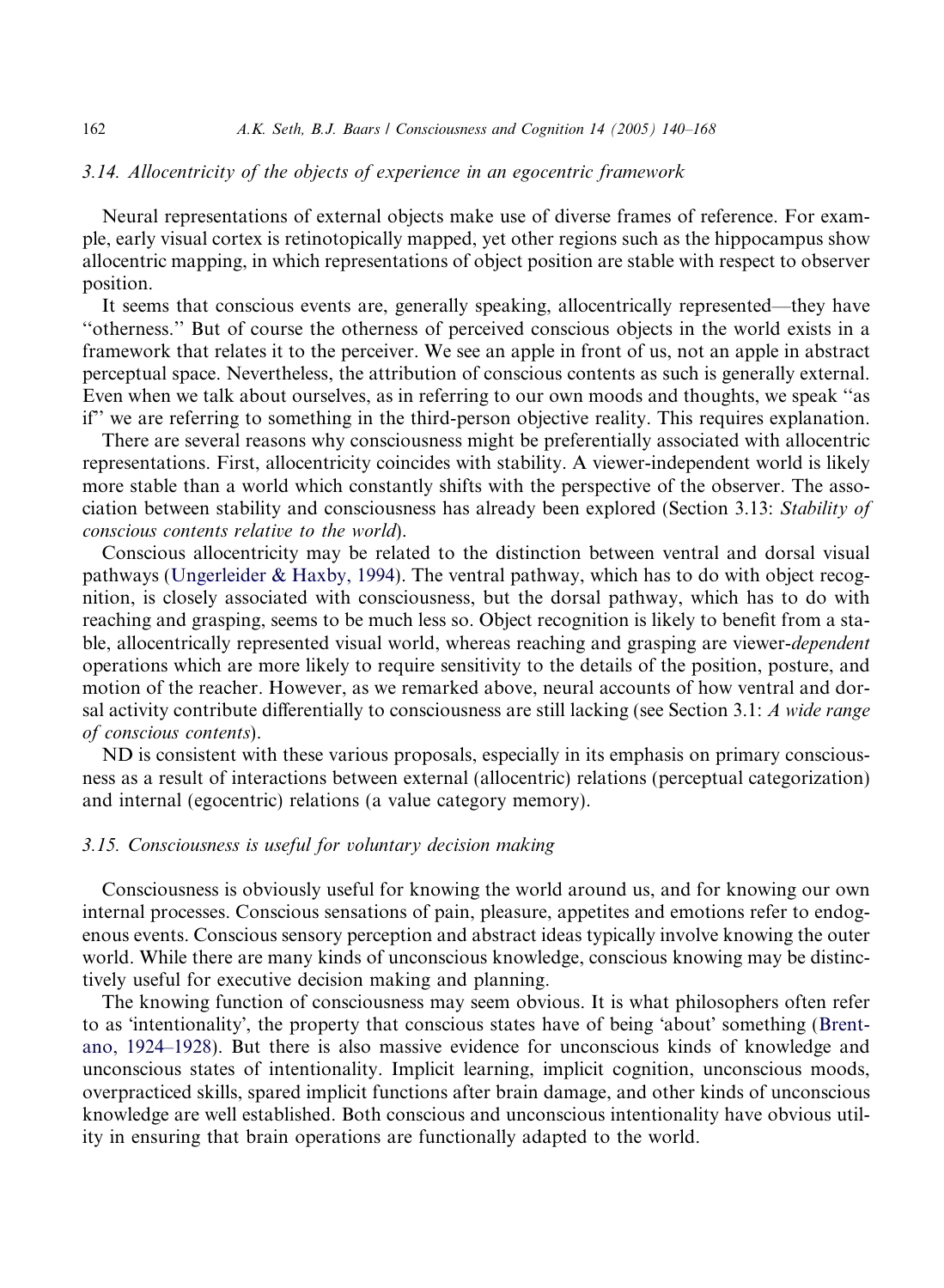### 3.14. Allocentricity of the objects of experience in an egocentric framework

Neural representations of external objects make use of diverse frames of reference. For example, early visual cortex is retinotopically mapped, yet other regions such as the hippocampus show allocentric mapping, in which representations of object position are stable with respect to observer position.

It seems that conscious events are, generally speaking, allocentrically represented—they have "otherness." But of course the otherness of perceived conscious objects in the world exists in a framework that relates it to the perceiver. We see an apple in front of us, not an apple in abstract perceptual space. Nevertheless, the attribution of conscious contents as such is generally external. Even when we talk about ourselves, as in referring to our own moods and thoughts, we speak "as if" we are referring to something in the third-person objective reality. This requires explanation.

There are several reasons why consciousness might be preferentially associated with allocentric representations. First, allocentricity coincides with stability. A viewer-independent world is likely more stable than a world which constantly shifts with the perspective of the observer. The association between stability and consciousness has already been explored (Section 3.13: *Stability of conscious contents relative to the world*).

Conscious allocentricity may be related to the distinction between ventral and dorsal visual pathways (Ungerleider & Haxby, 1994). The ventral pathway, which has to do with object recognition, is closely associated with consciousness, but the dorsal pathway, which has to do with reaching and grasping, seems to be much less so. Object recognition is likely to benefit from a stable, allocentrically represented visual world, whereas reaching and grasping are viewer-*dependent* operations which are more likely to require sensitivity to the details of the position, posture, and motion of the reacher. However, as we remarked above, neural accounts of how ventral and dorsal activity contribute differentially to consciousness are still lacking (see Section 3.1: *A wide range of conscious contents*).

ND is consistent with these various proposals, especially in its emphasis on primary consciousness as a result of interactions between external (allocentric) relations (perceptual categorization) and internal (egocentric) relations (a value category memory).

### 3.15. Consciousness is useful for voluntary decision making

Consciousness is obviously useful for knowing the world around us, and for knowing our own internal processes. Conscious sensations of pain, pleasure, appetites and emotions refer to endogenous events. Conscious sensory perception and abstract ideas typically involve knowing the outer world. While there are many kinds of unconscious knowledge, conscious knowing may be distinctively useful for executive decision making and planning.

The knowing function of consciousness may seem obvious. It is what philosophers often refer to as 'intentionality', the property that conscious states have of being 'about' something (Brentano, 1924–1928). But there is also massive evidence for unconscious kinds of knowledge and unconscious states of intentionality. Implicit learning, implicit cognition, unconscious moods, overpracticed skills, spared implicit functions after brain damage, and other kinds of unconscious knowledge are well established. Both conscious and unconscious intentionality have obvious utility in ensuring that brain operations are functionally adapted to the world.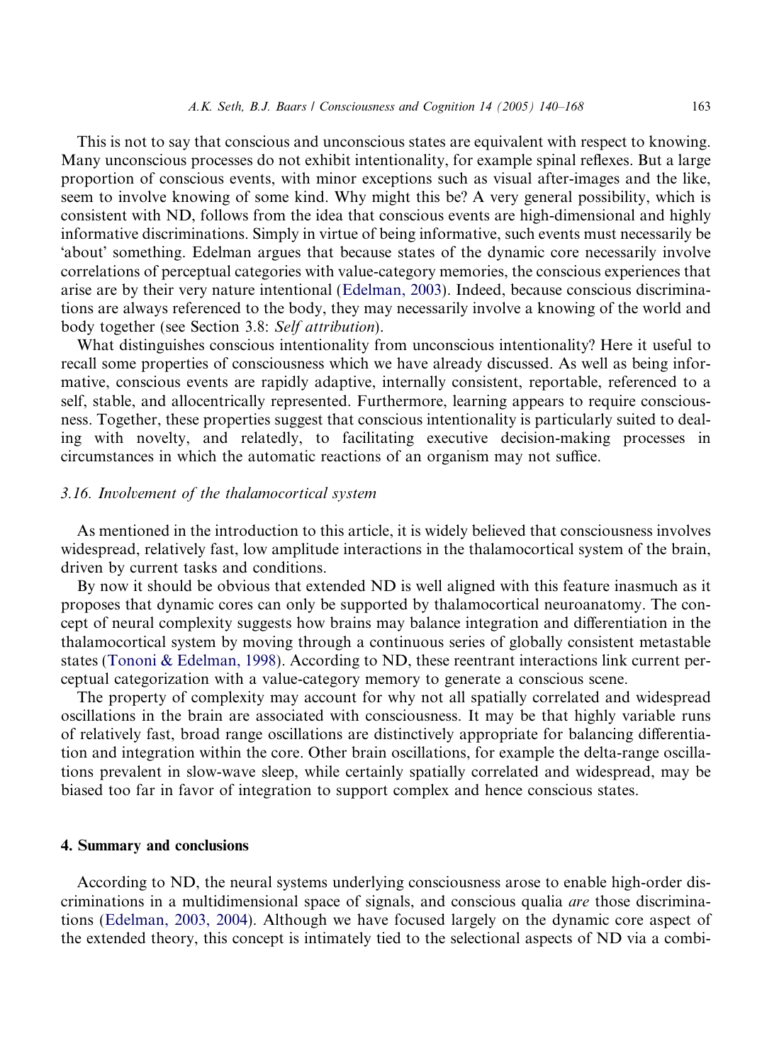This is not to say that conscious and unconscious states are equivalent with respect to knowing. Many unconscious processes do not exhibit intentionality, for example spinal reflexes. But a large proportion of conscious events, with minor exceptions such as visual after-images and the like, seem to involve knowing of some kind. Why might this be? A very general possibility, which is consistent with ND, follows from the idea that conscious events are high-dimensional and highly informative discriminations. Simply in virtue of being informative, such events must necessarily be 'about' something. Edelman argues that because states of the dynamic core necessarily involve correlations of perceptual categories with value-category memories, the conscious experiences that arise are by their very nature intentional (Edelman, 2003). Indeed, because conscious discriminations are always referenced to the body, they may necessarily involve a knowing of the world and body together (see Section 3.8: *Self attribution*).

What distinguishes conscious intentionality from unconscious intentionality? Here it useful to recall some properties of consciousness which we have already discussed. As well as being informative, conscious events are rapidly adaptive, internally consistent, reportable, referenced to a self, stable, and allocentrically represented. Furthermore, learning appears to require consciousness. Together, these properties suggest that conscious intentionality is particularly suited to dealing with novelty, and relatedly, to facilitating executive decision-making processes in circumstances in which the automatic reactions of an organism may not suffice.

### *3.16. Involvement of the thalamocortical system*

As mentioned in the introduction to this article, it is widely believed that consciousness involves widespread, relatively fast, low amplitude interactions in the thalamocortical system of the brain, driven by current tasks and conditions.

By now it should be obvious that extended ND is well aligned with this feature inasmuch as it proposes that dynamic cores can only be supported by thalamocortical neuroanatomy. The concept of neural complexity suggests how brains may balance integration and differentiation in the thalamocortical system by moving through a continuous series of globally consistent metastable states (Tononi & Edelman, 1998). According to ND, these reentrant interactions link current perceptual categorization with a value-category memory to generate a conscious scene.

The property of complexity may account for why not all spatially correlated and widespread oscillations in the brain are associated with consciousness. It may be that highly variable runs of relatively fast, broad range oscillations are distinctively appropriate for balancing differentiation and integration within the core. Other brain oscillations, for example the delta-range oscillations prevalent in slow-wave sleep, while certainly spatially correlated and widespread, may be biased too far in favor of integration to support complex and hence conscious states.

## 4. Summary and conclusions

According to ND, the neural systems underlying consciousness arose to enable high-order discriminations in a multidimensional space of signals, and conscious qualia *are* those discriminations (Edelman, 2003, 2004). Although we have focused largely on the dynamic core aspect of the extended theory, this concept is intimately tied to the selectional aspects of ND via a combi-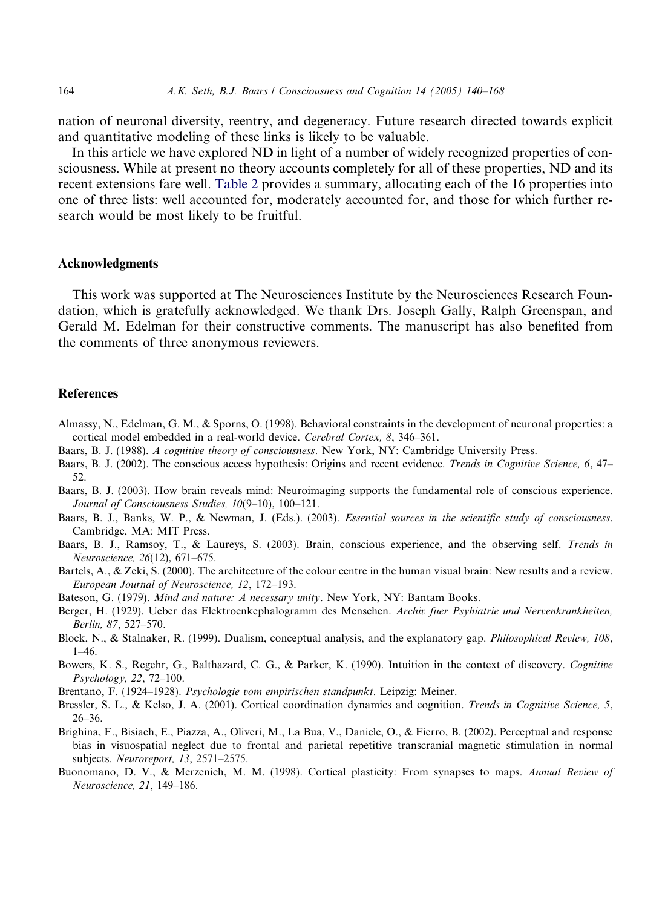nation of neuronal diversity, reentry, and degeneracy. Future research directed towards explicit and quantitative modeling of these links is likely to be valuable.

In this article we have explored ND in light of a number of widely recognized properties of consciousness. While at present no theory accounts completely for all of these properties, ND and its recent extensions fare well. Table 2 provides a summary, allocating each of the 16 properties into one of three lists: well accounted for, moderately accounted for, and those for which further research would be most likely to be fruitful.

## Acknowledgments

This work was supported at The Neurosciences Institute by the Neurosciences Research Foundation, which is gratefully acknowledged. We thank Drs. Joseph Gally, Ralph Greenspan, and Gerald M. Edelman for their constructive comments. The manuscript has also benefited from the comments of three anonymous reviewers.

## References

Almassy, N., Edelman, G. M., & Sporns, O. (1998). Behavioral constraints in the development of neuronal properties: a cortical model embedded in a real-world device. *Cerebral Cortex, 8*, 346–361.

Baars, B. J. (1988). *A cognitive theory of consciousness*. New York, NY: Cambridge University Press.

Baars, B. J. (2002). The conscious access hypothesis: Origins and recent evidence. *Trends in Cognitive Science, 6*, 47–52.

Baars, B. J. (2003). How brain reveals mind: Neuroimaging supports the fundamental role of conscious experience. *Journal of Consciousness Studies, 10*(9–10), 100–121.

Baars, B. J., Banks, W. P., & Newman, J. (Eds.). (2003). *Essential sources in the scientific study of consciousness*. Cambridge, MA: MIT Press.

Baars, B. J., Ramsoy, T., & Laureys, S. (2003). Brain, conscious experience, and the observing self. *Trends in Neuroscience, 26*(12), 671–675.

Bartels, A., & Zeki, S. (2000). The architecture of the colour centre in the human visual brain: New results and a review. *European Journal of Neuroscience, 12*, 172–193.

Bateson, G. (1979). *Mind and nature: A necessary unity*. New York, NY: Bantam Books.

Berger, H. (1929). Ueber das Elektroenkephalogramm des Menschen. *Archiv fuer Psyhiatrie und Nervenkrankheiten, Berlin, 87*, 527–570.

Block, N., & Stalnaker, R. (1999). Dualism, conceptual analysis, and the explanatory gap. *Philosophical Review, 108*, 1–46.

Bowers, K. S., Regehr, G., Balthazard, C. G., & Parker, K. (1990). Intuition in the context of discovery. *Cognitive Psychology, 22*, 72–100.

Brentano, F. (1924–1928). *Psychologie vom empirischen standpunkt*. Leipzig: Meiner.

Bressler, S. L., & Kelso, J. A. (2001). Cortical coordination dynamics and cognition. *Trends in Cognitive Science, 5*, 26–36.

Brighina, F., Bisiach, E., Piazza, A., Oliveri, M., La Bua, V., Daniele, O., & Fierro, B. (2002). Perceptual and response bias in visuospatial neglect due to frontal and parietal repetitive transcranial magnetic stimulation in normal subjects. *Neuroreport, 13*, 2571–2575.

Buonomano, D. V., & Merzenich, M. M. (1998). Cortical plasticity: From synapses to maps. *Annual Review of Neuroscience, 21*, 149–186.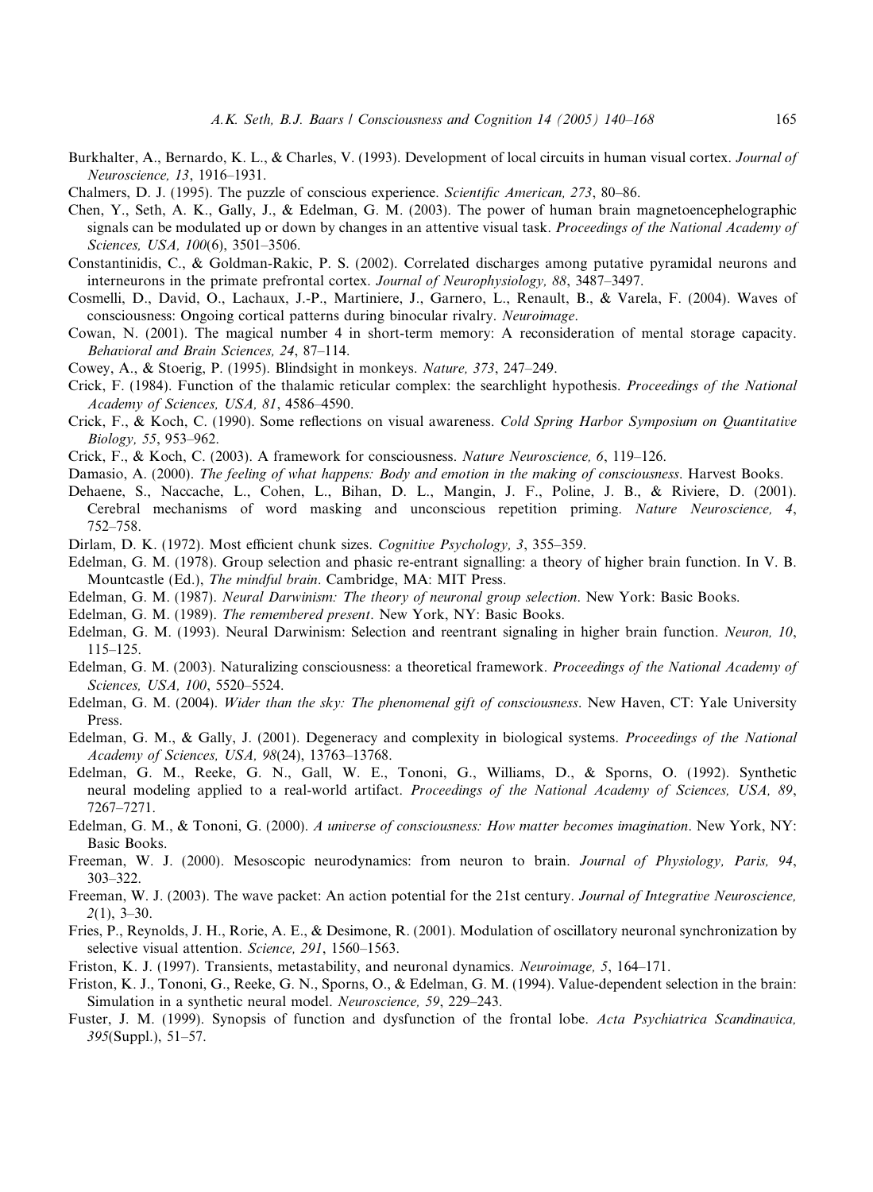Burkhalter, A., Bernardo, K. L., & Charles, V. (1993). Development of local circuits in human visual cortex. *Journal of Neuroscience, 13*, 1916–1931.

Chalmers, D. J. (1995). The puzzle of conscious experience. *Scientific American, 273*, 80–86.

Chen, Y., Seth, A. K., Gally, J., & Edelman, G. M. (2003). The power of human brain magnetoencephelographic signals can be modulated up or down by changes in an attentive visual task. *Proceedings of the National Academy of Sciences, USA, 100*(6), 3501–3506.

Constantinidis, C., & Goldman-Rakic, P. S. (2002). Correlated discharges among putative pyramidal neurons and interneurons in the primate prefrontal cortex. *Journal of Neurophysiology, 88*, 3487–3497.

Cosmelli, D., David, O., Lachaux, J.-P., Martiniere, J., Garnero, L., Renault, B., & Varela, F. (2004). Waves of consciousness: Ongoing cortical patterns during binocular rivalry. *Neuroimage*.

Cowan, N. (2001). The magical number 4 in short-term memory: A reconsideration of mental storage capacity. *Behavioral and Brain Sciences, 24*, 87–114.

Cowey, A., & Stoerig, P. (1995). Blindsight in monkeys. *Nature, 373*, 247–249.

Crick, F. (1984). Function of the thalamic reticular complex: the searchlight hypothesis. *Proceedings of the National Academy of Sciences, USA, 81*, 4586–4590.

Crick, F., & Koch, C. (1990). Some reflections on visual awareness. *Cold Spring Harbor Symposium on Quantitative Biology, 55*, 953–962.

Crick, F., & Koch, C. (2003). A framework for consciousness. *Nature Neuroscience, 6*, 119–126.

Damasio, A. (2000). *The feeling of what happens: Body and emotion in the making of consciousness*. Harvest Books.

Dehaene, S., Naccache, L., Cohen, L., Bihan, D. L., Mangin, J. F., Poline, J. B., & Riviere, D. (2001). Cerebral mechanisms of word masking and unconscious repetition priming. *Nature Neuroscience, 4*, 752–758.

Dirlam, D. K. (1972). Most efficient chunk sizes. *Cognitive Psychology, 3*, 355–359.

Edelman, G. M. (1978). Group selection and phasic re-entrant signalling: a theory of higher brain function. In V. B. Mountcastle (Ed.), *The mindful brain*. Cambridge, MA: MIT Press.

Edelman, G. M. (1987). *Neural Darwinism: The theory of neuronal group selection*. New York: Basic Books.

Edelman, G. M. (1989). *The remembered present*. New York, NY: Basic Books.

Edelman, G. M. (1993). Neural Darwinism: Selection and reentrant signaling in higher brain function. *Neuron, 10*, 115–125.

Edelman, G. M. (2003). Naturalizing consciousness: a theoretical framework. *Proceedings of the National Academy of Sciences, USA, 100*, 5520–5524.

Edelman, G. M. (2004). *Wider than the sky: The phenomenal gift of consciousness*. New Haven, CT: Yale University Press.

Edelman, G. M., & Gally, J. (2001). Degeneracy and complexity in biological systems. *Proceedings of the National Academy of Sciences, USA, 98*(24), 13763–13768.

Edelman, G. M., Reeke, G. N., Gall, W. E., Tononi, G., Williams, D., & Sporns, O. (1992). Synthetic neural modeling applied to a real-world artifact. *Proceedings of the National Academy of Sciences, USA, 89*, 7267–7271.

Edelman, G. M., & Tononi, G. (2000). *A universe of consciousness: How matter becomes imagination*. New York, NY: Basic Books.

Freeman, W. J. (2000). Mesoscopic neurodynamics: from neuron to brain. *Journal of Physiology, Paris, 94*, 303–322.

Freeman, W. J. (2003). The wave packet: An action potential for the 21st century. *Journal of Integrative Neuroscience, 2*(1), 3–30.

Fries, P., Reynolds, J. H., Rorie, A. E., & Desimone, R. (2001). Modulation of oscillatory neuronal synchronization by selective visual attention. *Science, 291*, 1560–1563.

Friston, K. J. (1997). Transients, metastability, and neuronal dynamics. *Neuroimage, 5*, 164–171.

Friston, K. J., Tononi, G., Reeke, G. N., Sporns, O., & Edelman, G. M. (1994). Value-dependent selection in the brain: Simulation in a synthetic neural model. *Neuroscience, 59*, 229–243.

Fuster, J. M. (1999). Synopsis of function and dysfunction of the frontal lobe. *Acta Psychiatrica Scandinavica, 395*(Suppl.), 51–57.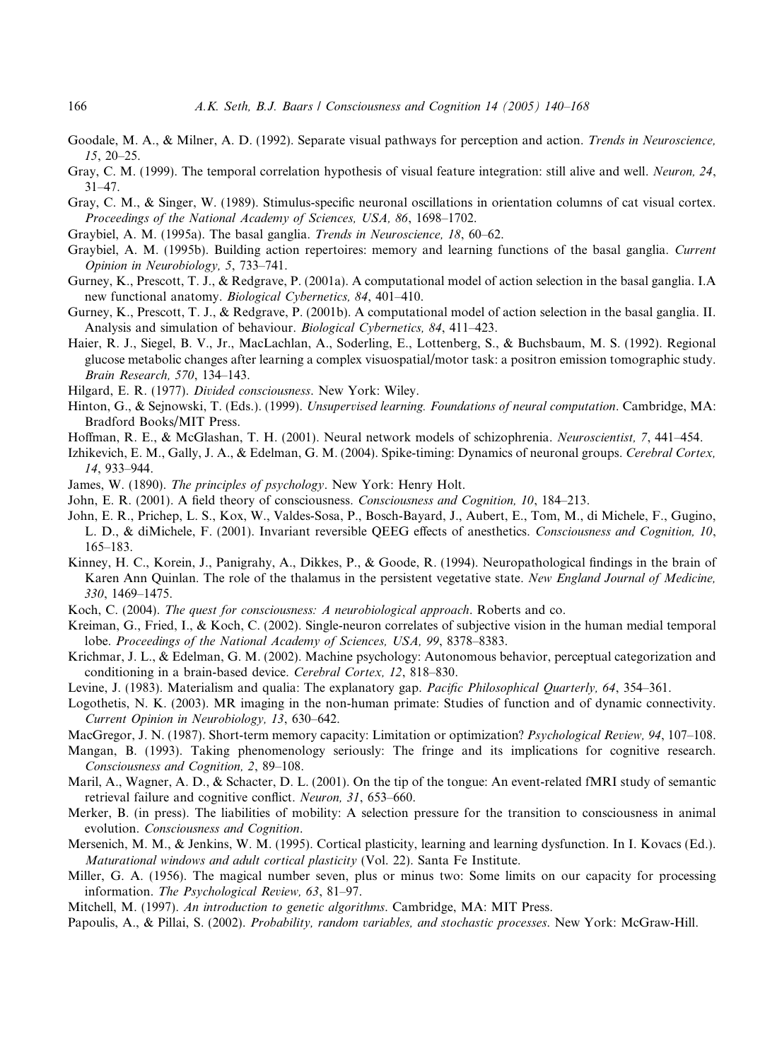Goodale, M. A., & Milner, A. D. (1992). Separate visual pathways for perception and action. *Trends in Neuroscience, 15*, 20–25.

Gray, C. M. (1999). The temporal correlation hypothesis of visual feature integration: still alive and well. *Neuron, 24*, 31–47.

Gray, C. M., & Singer, W. (1989). Stimulus-specific neuronal oscillations in orientation columns of cat visual cortex. *Proceedings of the National Academy of Sciences, USA, 86*, 1698–1702.

Graybiel, A. M. (1995a). The basal ganglia. *Trends in Neuroscience, 18*, 60–62.

Graybiel, A. M. (1995b). Building action repertoires: memory and learning functions of the basal ganglia. *Current Opinion in Neurobiology, 5*, 733–741.

Gurney, K., Prescott, T. J., & Redgrave, P. (2001a). A computational model of action selection in the basal ganglia. I.A new functional anatomy. *Biological Cybernetics, 84*, 401–410.

Gurney, K., Prescott, T. J., & Redgrave, P. (2001b). A computational model of action selection in the basal ganglia. II. Analysis and simulation of behaviour. *Biological Cybernetics, 84*, 411–423.

Haier, R. J., Siegel, B. V., Jr., MacLachlan, A., Soderling, E., Lottenberg, S., & Buchsbaum, M. S. (1992). Regional glucose metabolic changes after learning a complex visuospatial/motor task: a positron emission tomographic study. *Brain Research, 570*, 134–143.

Hilgard, E. R. (1977). *Divided consciousness*. New York: Wiley.

Hinton, G., & Sejnowski, T. (Eds.). (1999). *Unsupervised learning. Foundations of neural computation*. Cambridge, MA: Bradford Books/MIT Press.

Hoffman, R. E., & McGlashan, T. H. (2001). Neural network models of schizophrenia. *Neuroscientist, 7*, 441–454.

Izhikevich, E. M., Gally, J. A., & Edelman, G. M. (2004). Spike-timing: Dynamics of neuronal groups. *Cerebral Cortex, 14*, 933–944.

James, W. (1890). *The principles of psychology*. New York: Henry Holt.

John, E. R. (2001). A field theory of consciousness. *Consciousness and Cognition, 10*, 184–213.

John, E. R., Prichep, L. S., Kox, W., Valdes-Sosa, P., Bosch-Bayard, J., Aubert, E., Tom, M., di Michele, F., Gugino, L. D., & diMichele, F. (2001). Invariant reversible QEEG effects of anesthetics. *Consciousness and Cognition, 10*, 165–183.

Kinney, H. C., Korein, J., Panigrahy, A., Dikkes, P., & Goode, R. (1994). Neuropathological findings in the brain of Karen Ann Quinlan. The role of the thalamus in the persistent vegetative state. *New England Journal of Medicine, 330*, 1469–1475.

Koch, C. (2004). *The quest for consciousness: A neurobiological approach*. Roberts and co.

Kreiman, G., Fried, I., & Koch, C. (2002). Single-neuron correlates of subjective vision in the human medial temporal lobe. *Proceedings of the National Academy of Sciences, USA, 99*, 8378–8383.

Krichmar, J. L., & Edelman, G. M. (2002). Machine psychology: Autonomous behavior, perceptual categorization and conditioning in a brain-based device. *Cerebral Cortex, 12*, 818–830.

Levine, J. (1983). Materialism and qualia: The explanatory gap. *Pacific Philosophical Quarterly, 64*, 354–361.

Logothetis, N. K. (2003). MR imaging in the non-human primate: Studies of function and of dynamic connectivity. *Current Opinion in Neurobiology, 13*, 630–642.

MacGregor, J. N. (1987). Short-term memory capacity: Limitation or optimization? *Psychological Review, 94*, 107–108.

Mangan, B. (1993). Taking phenomenology seriously: The fringe and its implications for cognitive research. *Consciousness and Cognition, 2*, 89–108.

Maril, A., Wagner, A. D., & Schacter, D. L. (2001). On the tip of the tongue: An event-related fMRI study of semantic retrieval failure and cognitive conflict. *Neuron, 31*, 653–660.

Merker, B. (in press). The liabilities of mobility: A selection pressure for the transition to consciousness in animal evolution. *Consciousness and Cognition*.

Mersenich, M. M., & Jenkins, W. M. (1995). Cortical plasticity, learning and learning dysfunction. In I. Kovacs (Ed.). *Maturational windows and adult cortical plasticity* (Vol. 22). Santa Fe Institute.

Miller, G. A. (1956). The magical number seven, plus or minus two: Some limits on our capacity for processing information. *The Psychological Review, 63*, 81–97.

Mitchell, M. (1997). *An introduction to genetic algorithms*. Cambridge, MA: MIT Press.

Papoulis, A., & Pillai, S. (2002). *Probability, random variables, and stochastic processes*. New York: McGraw-Hill.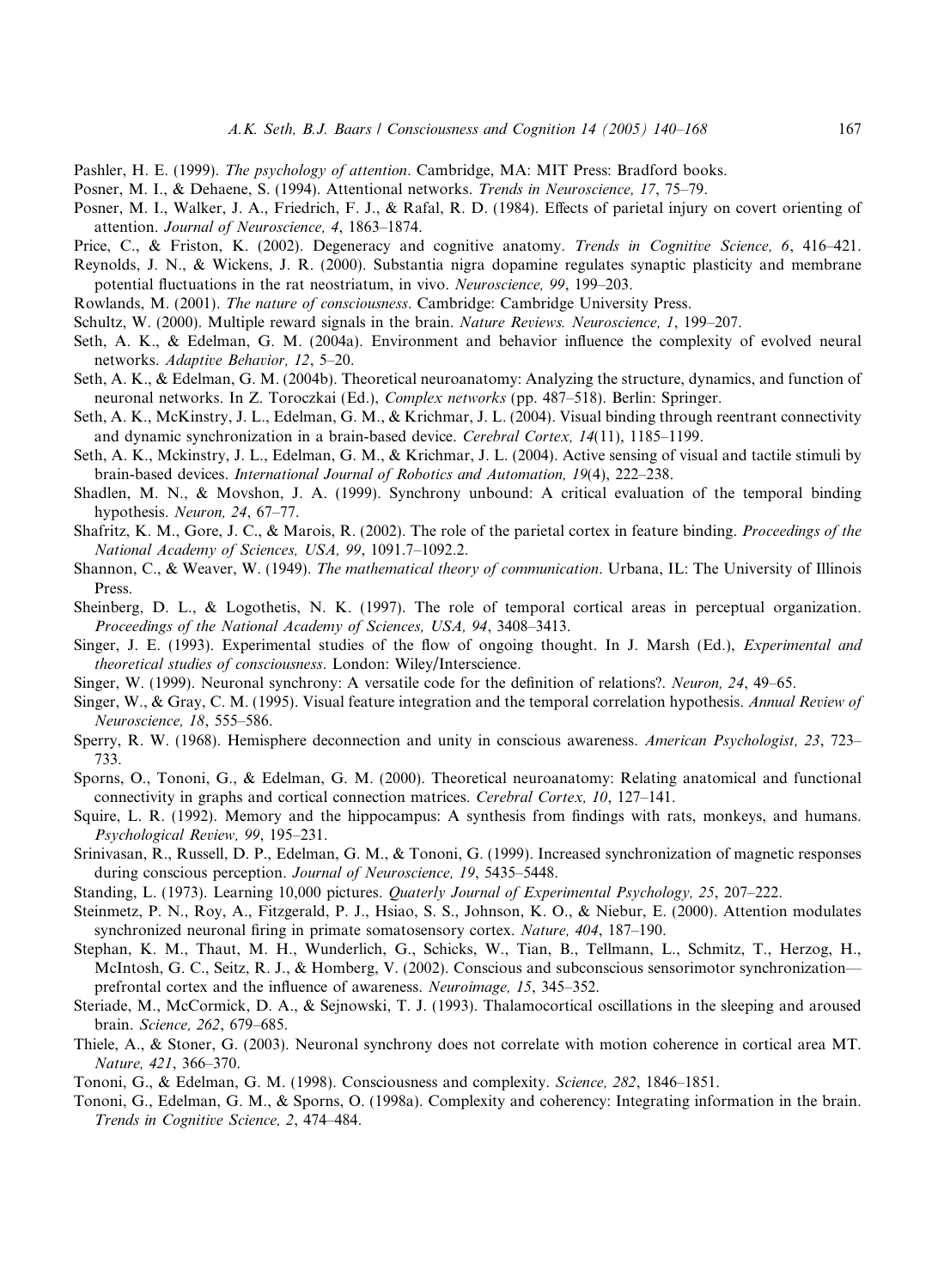Pashler, H. E. (1999). *The psychology of attention*. Cambridge, MA: MIT Press: Bradford books.

Posner, M. I., & Dehaene, S. (1994). Attentional networks. *Trends in Neuroscience, 17*, 75–79.

Posner, M. I., Walker, J. A., Friedrich, F. J., & Rafal, R. D. (1984). Effects of parietal injury on covert orienting of attention. *Journal of Neuroscience, 4*, 1863–1874.

Price, C., & Friston, K. (2002). Degeneracy and cognitive anatomy. *Trends in Cognitive Science, 6*, 416–421.

Reynolds, J. N., & Wickens, J. R. (2000). Substantia nigra dopamine regulates synaptic plasticity and membrane potential fluctuations in the rat neostriatum, in vivo. *Neuroscience, 99*, 199–203.

Rowlands, M. (2001). *The nature of consciousness*. Cambridge: Cambridge University Press.

Schultz, W. (2000). Multiple reward signals in the brain. *Nature Reviews. Neuroscience, 1*, 199–207.

Seth, A. K., & Edelman, G. M. (2004a). Environment and behavior influence the complexity of evolved neural networks. *Adaptive Behavior, 12*, 5–20.

Seth, A. K., & Edelman, G. M. (2004b). Theoretical neuroanatomy: Analyzing the structure, dynamics, and function of neuronal networks. In Z. Toroczkai (Ed.), *Complex networks* (pp. 487–518). Berlin: Springer.

Seth, A. K., McKinstry, J. L., Edelman, G. M., & Krichmar, J. L. (2004). Visual binding through reentrant connectivity and dynamic synchronization in a brain-based device. *Cerebral Cortex, 14*(11), 1185–1199.

Seth, A. K., Mckinstry, J. L., Edelman, G. M., & Krichmar, J. L. (2004). Active sensing of visual and tactile stimuli by brain-based devices. *International Journal of Robotics and Automation, 19*(4), 222–238.

Shadlen, M. N., & Movshon, J. A. (1999). Synchrony unbound: A critical evaluation of the temporal binding hypothesis. *Neuron, 24*, 67–77.

Shafritz, K. M., Gore, J. C., & Marois, R. (2002). The role of the parietal cortex in feature binding. *Proceedings of the National Academy of Sciences, USA, 99*, 1091.7–1092.2.

Shannon, C., & Weaver, W. (1949). *The mathematical theory of communication*. Urbana, IL: The University of Illinois Press.

Sheinberg, D. L., & Logothetis, N. K. (1997). The role of temporal cortical areas in perceptual organization. *Proceedings of the National Academy of Sciences, USA, 94*, 3408–3413.

Singer, J. E. (1993). Experimental studies of the flow of ongoing thought. In J. Marsh (Ed.), *Experimental and theoretical studies of consciousness*. London: Wiley/Interscience.

Singer, W. (1999). Neuronal synchrony: A versatile code for the definition of relations?. *Neuron, 24*, 49–65.

Singer, W., & Gray, C. M. (1995). Visual feature integration and the temporal correlation hypothesis. *Annual Review of Neuroscience, 18*, 555–586.

Sperry, R. W. (1968). Hemisphere deconnection and unity in conscious awareness. *American Psychologist, 23*, 723–733.

Sporns, O., Tononi, G., & Edelman, G. M. (2000). Theoretical neuroanatomy: Relating anatomical and functional connectivity in graphs and cortical connection matrices. *Cerebral Cortex, 10*, 127–141.

Squire, L. R. (1992). Memory and the hippocampus: A synthesis from findings with rats, monkeys, and humans. *Psychological Review, 99*, 195–231.

Srinivasan, R., Russell, D. P., Edelman, G. M., & Tononi, G. (1999). Increased synchronization of magnetic responses during conscious perception. *Journal of Neuroscience, 19*, 5435–5448.

Standing, L. (1973). Learning 10,000 pictures. *Quaterly Journal of Experimental Psychology, 25*, 207–222.

Steinmetz, P. N., Roy, A., Fitzgerald, P. J., Hsiao, S. S., Johnson, K. O., & Niebur, E. (2000). Attention modulates synchronized neuronal firing in primate somatosensory cortex. *Nature, 404*, 187–190.

Stephan, K. M., Thaut, M. H., Wunderlich, G., Schicks, W., Tian, B., Tellmann, L., Schmitz, T., Herzog, H., McIntosh, G. C., Seitz, R. J., & Homberg, V. (2002). Conscious and subconscious sensorimotor synchronization—prefrontal cortex and the influence of awareness. *Neuroimage, 15*, 345–352.

Steriade, M., McCormick, D. A., & Sejnowski, T. J. (1993). Thalamocortical oscillations in the sleeping and aroused brain. *Science, 262*, 679–685.

Thiele, A., & Stoner, G. (2003). Neuronal synchrony does not correlate with motion coherence in cortical area MT. *Nature, 421*, 366–370.

Tononi, G., & Edelman, G. M. (1998). Consciousness and complexity. *Science, 282*, 1846–1851.

Tononi, G., Edelman, G. M., & Sporns, O. (1998a). Complexity and coherency: Integrating information in the brain. *Trends in Cognitive Science, 2*, 474–484.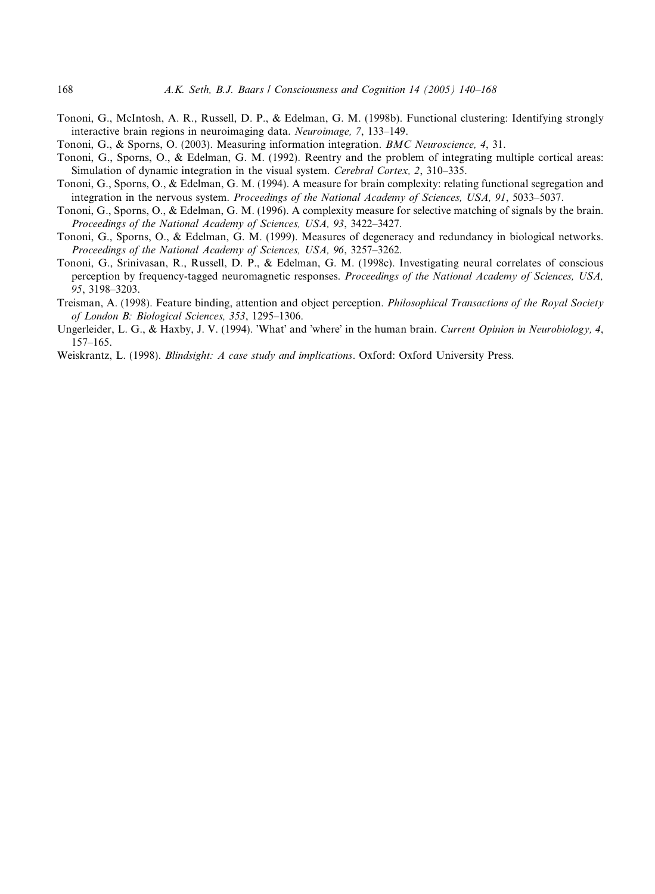Tononi, G., McIntosh, A. R., Russell, D. P., & Edelman, G. M. (1998b). Functional clustering: Identifying strongly interactive brain regions in neuroimaging data. *Neuroimage, 7*, 133–149.

Tononi, G., & Sporns, O. (2003). Measuring information integration. *BMC Neuroscience, 4*, 31.

Tononi, G., Sporns, O., & Edelman, G. M. (1992). Reentry and the problem of integrating multiple cortical areas: Simulation of dynamic integration in the visual system. *Cerebral Cortex, 2*, 310–335.

Tononi, G., Sporns, O., & Edelman, G. M. (1994). A measure for brain complexity: relating functional segregation and integration in the nervous system. *Proceedings of the National Academy of Sciences, USA, 91*, 5033–5037.

Tononi, G., Sporns, O., & Edelman, G. M. (1996). A complexity measure for selective matching of signals by the brain. *Proceedings of the National Academy of Sciences, USA, 93*, 3422–3427.

Tononi, G., Sporns, O., & Edelman, G. M. (1999). Measures of degeneracy and redundancy in biological networks. *Proceedings of the National Academy of Sciences, USA, 96*, 3257–3262.

Tononi, G., Srinivasan, R., Russell, D. P., & Edelman, G. M. (1998c). Investigating neural correlates of conscious perception by frequency-tagged neuromagnetic responses. *Proceedings of the National Academy of Sciences, USA, 95*, 3198–3203.

Treisman, A. (1998). Feature binding, attention and object perception. *Philosophical Transactions of the Royal Society of London B: Biological Sciences, 353*, 1295–1306.

Ungerleider, L. G., & Haxby, J. V. (1994). 'What' and 'where' in the human brain. *Current Opinion in Neurobiology, 4*, 157–165.

Weiskrantz, L. (1998). *Blindsight: A case study and implications*. Oxford: Oxford University Press.